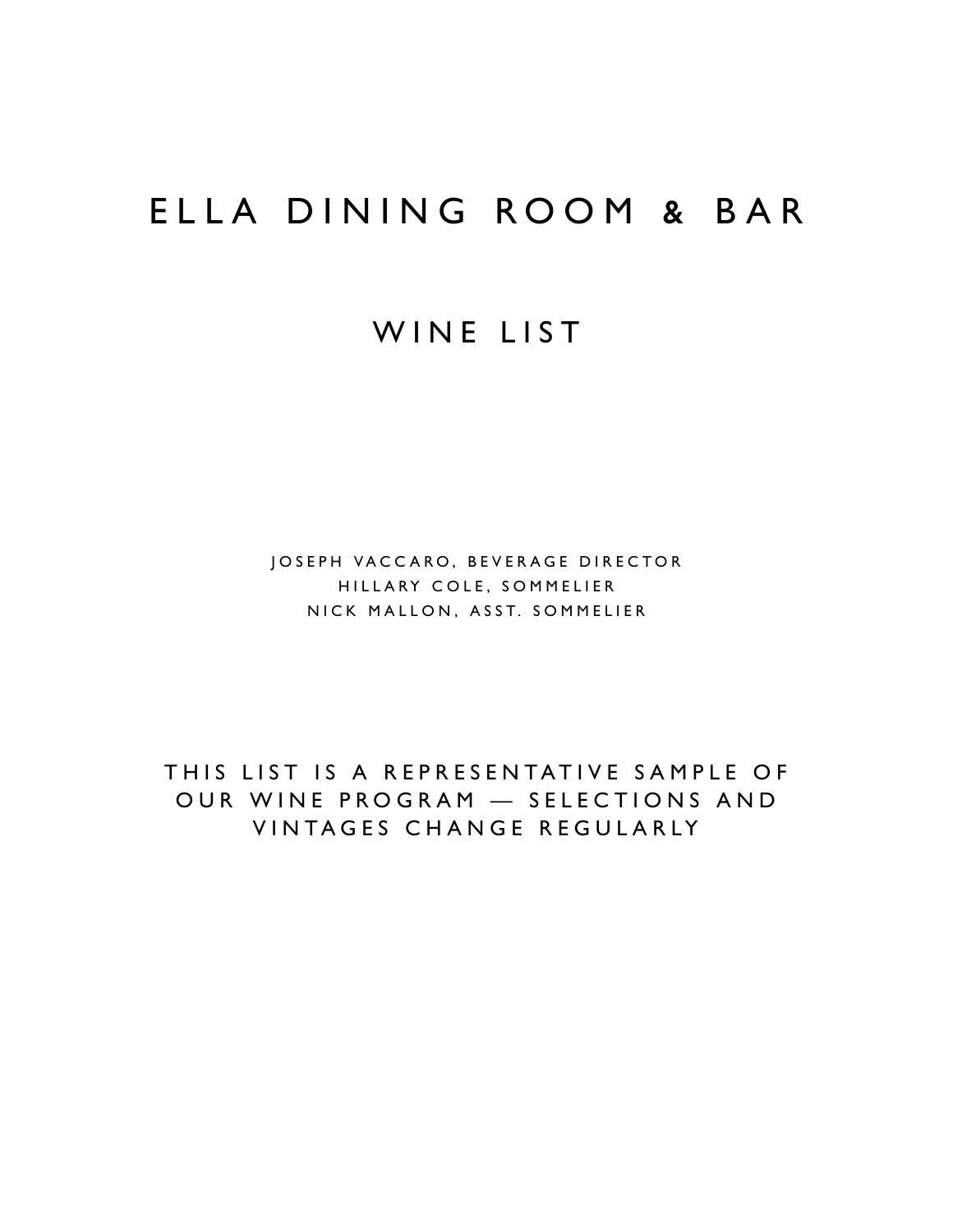# ELLA DINING ROOM & BAR

## WINE LIST

JOSEPH VACCARO, BEVERAGE DIRECTOR
HILLARY COLE, SOMMELIER
NICK MALLON, ASST. SOMMELIER

THIS LIST IS A REPRESENTATIVE SAMPLE OF OUR WINE PROGRAM — SELECTIONS AND VINTAGES CHANGE REGULARLY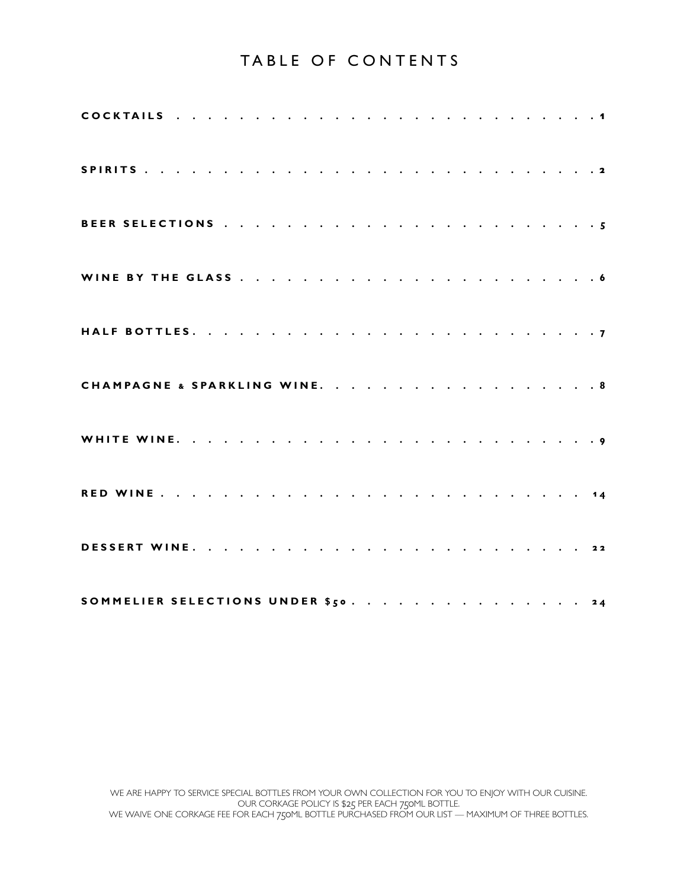# TABLE OF CONTENTS

| Section | Page |
|---|---|
| **COCKTAILS** | 1 |
| **SPIRITS** | 2 |
| **BEER SELECTIONS** | 5 |
| **WINE BY THE GLASS** | 6 |
| **HALF BOTTLES** | 7 |
| **CHAMPAGNE & SPARKLING WINE** | 8 |
| **WHITE WINE** | 9 |
| **RED WINE** | 14 |
| **DESSERT WINE** | 22 |
| **SOMMELIER SELECTIONS UNDER $50** | 24 |

WE ARE HAPPY TO SERVICE SPECIAL BOTTLES FROM YOUR OWN COLLECTION FOR YOU TO ENJOY WITH OUR CUISINE.
OUR CORKAGE POLICY IS $25 PER EACH 750ML BOTTLE.
WE WAIVE ONE CORKAGE FEE FOR EACH 750ML BOTTLE PURCHASED FROM OUR LIST — MAXIMUM OF THREE BOTTLES.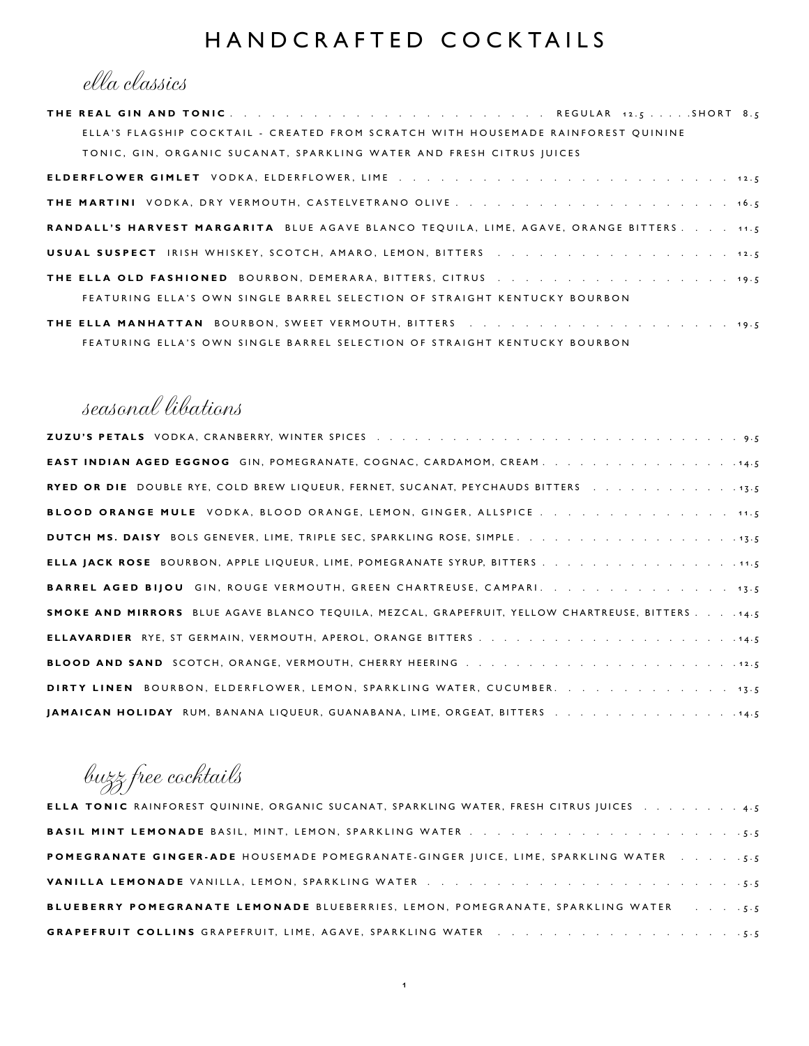# HANDCRAFTED COCKTAILS

## *ella classics*

**THE REAL GIN AND TONIC** . . . . . . . . . . . . . . . . . . . . . . REGULAR 12.5 . . . . .SHORT 8.5
ELLA'S FLAGSHIP COCKTAIL - CREATED FROM SCRATCH WITH HOUSEMADE RAINFOREST QUININE TONIC, GIN, ORGANIC SUCANAT, SPARKLING WATER AND FRESH CITRUS JUICES

**ELDERFLOWER GIMLET** VODKA, ELDERFLOWER, LIME . . . . . . . . . . . . . . . . . . . . . . . . 12.5

**THE MARTINI** VODKA, DRY VERMOUTH, CASTELVETRANO OLIVE . . . . . . . . . . . . . . . . . . . . 16.5

**RANDALL'S HARVEST MARGARITA** BLUE AGAVE BLANCO TEQUILA, LIME, AGAVE, ORANGE BITTERS . . . . 11.5

**USUAL SUSPECT** IRISH WHISKEY, SCOTCH, AMARO, LEMON, BITTERS . . . . . . . . . . . . . . . . . 12.5

**THE ELLA OLD FASHIONED** BOURBON, DEMERARA, BITTERS, CITRUS . . . . . . . . . . . . . . . . . 19.5
FEATURING ELLA'S OWN SINGLE BARREL SELECTION OF STRAIGHT KENTUCKY BOURBON

**THE ELLA MANHATTAN** BOURBON, SWEET VERMOUTH, BITTERS . . . . . . . . . . . . . . . . . . . 19.5
FEATURING ELLA'S OWN SINGLE BARREL SELECTION OF STRAIGHT KENTUCKY BOURBON

## *seasonal libations*

**ZUZU'S PETALS** VODKA, CRANBERRY, WINTER SPICES . . . . . . . . . . . . . . . . . . . . . . . . . . 9.5

**EAST INDIAN AGED EGGNOG** GIN, POMEGRANATE, COGNAC, CARDAMOM, CREAM . . . . . . . . . . . . . . . 14.5

**RYED OR DIE** DOUBLE RYE, COLD BREW LIQUEUR, FERNET, SUCANAT, PEYCHAUDS BITTERS . . . . . . . . . . . 13.5

**BLOOD ORANGE MULE** VODKA, BLOOD ORANGE, LEMON, GINGER, ALLSPICE . . . . . . . . . . . . . . . 11.5

**DUTCH MS. DAISY** BOLS GENEVER, LIME, TRIPLE SEC, SPARKLING ROSE, SIMPLE . . . . . . . . . . . . . . . 13.5

**ELLA JACK ROSE** BOURBON, APPLE LIQUEUR, LIME, POMEGRANATE SYRUP, BITTERS . . . . . . . . . . . . . . 11.5

**BARREL AGED BIJOU** GIN, ROUGE VERMOUTH, GREEN CHARTREUSE, CAMPARI . . . . . . . . . . . . . . 13.5

**SMOKE AND MIRRORS** BLUE AGAVE BLANCO TEQUILA, MEZCAL, GRAPEFRUIT, YELLOW CHARTREUSE, BITTERS . . . . 14.5

**ELLAVARDIER** RYE, ST GERMAIN, VERMOUTH, APEROL, ORANGE BITTERS . . . . . . . . . . . . . . . . . . 14.5

**BLOOD AND SAND** SCOTCH, ORANGE, VERMOUTH, CHERRY HEERING . . . . . . . . . . . . . . . . . . . 12.5

**DIRTY LINEN** BOURBON, ELDERFLOWER, LEMON, SPARKLING WATER, CUCUMBER . . . . . . . . . . . . . . 13.5

**JAMAICAN HOLIDAY** RUM, BANANA LIQUEUR, GUANABANA, LIME, ORGEAT, BITTERS . . . . . . . . . . . . . . 14.5

## *buzz free cocktails*

**ELLA TONIC** RAINFOREST QUININE, ORGANIC SUCANAT, SPARKLING WATER, FRESH CITRUS JUICES . . . . . . . . 4.5

**BASIL MINT LEMONADE** BASIL, MINT, LEMON, SPARKLING WATER . . . . . . . . . . . . . . . . . . . . 5.5

**POMEGRANATE GINGER-ADE** HOUSEMADE POMEGRANATE-GINGER JUICE, LIME, SPARKLING WATER . . . . . 5.5

**VANILLA LEMONADE** VANILLA, LEMON, SPARKLING WATER . . . . . . . . . . . . . . . . . . . . . . . 5.5

**BLUEBERRY POMEGRANATE LEMONADE** BLUEBERRIES, LEMON, POMEGRANATE, SPARKLING WATER . . . . 5.5

**GRAPEFRUIT COLLINS** GRAPEFRUIT, LIME, AGAVE, SPARKLING WATER . . . . . . . . . . . . . . . . . . 5.5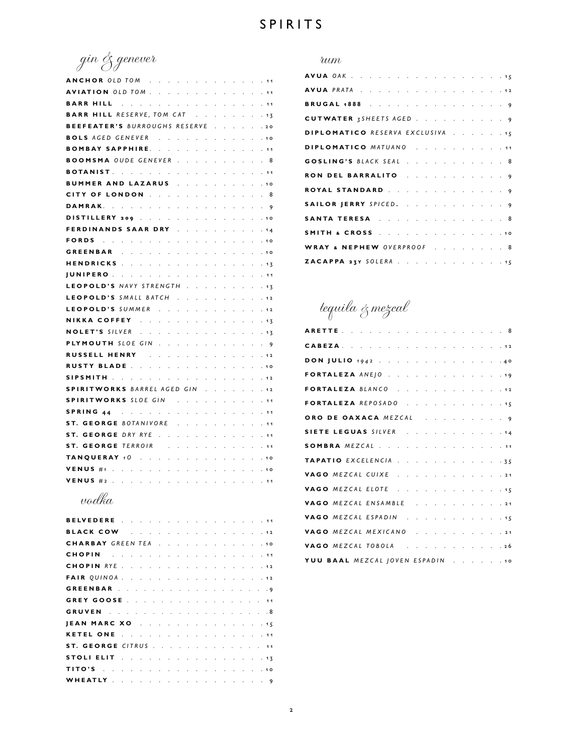# SPIRITS

## gin & genever

**ANCHOR** *OLD TOM* . . . 11
**AVIATION** *OLD TOM* . . . 11
**BARR HILL** . . . 11
**BARR HILL** *RESERVE, TOM CAT* . . . 13
**BEEFEATER'S** *BURROUGHS RESERVE* . . . 20
**BOLS** *AGED GENEVER* . . . 10
**BOMBAY SAPPHIRE** . . . 11
**BOOMSMA** *OUDE GENEVER* . . . 8
**BOTANIST** . . . 11
**BUMMER AND LAZARUS** . . . 10
**CITY OF LONDON** . . . 8
**DAMRAK** . . . 9
**DISTILLERY 209** . . . 10
**FERDINANDS SAAR DRY** . . . 14
**FORDS** . . . 10
**GREENBAR** . . . 10
**HENDRICKS** . . . 13
**JUNIPERO** . . . 11
**LEOPOLD'S** *NAVY STRENGTH* . . . 13
**LEOPOLD'S** *SMALL BATCH* . . . 12
**LEOPOLD'S** *SUMMER* . . . 12
**NIKKA COFFEY** . . . 13
**NOLET'S** *SILVER* . . . 13
**PLYMOUTH** *SLOE GIN* . . . 9
**RUSSELL HENRY** . . . 12
**RUSTY BLADE** . . . 10
**SIPSMITH** . . . 12
**SPIRITWORKS** *BARREL AGED GIN* . . . 12
**SPIRITWORKS** *SLOE GIN* . . . 11
**SPRING 44** . . . 11
**ST. GEORGE** *BOTANIVORE* . . . 11
**ST. GEORGE** *DRY RYE* . . . 11
**ST. GEORGE** *TERROIR* . . . 11
**TANQUERAY** *10* . . . 10
**VENUS** #1 . . . 10
**VENUS** #2 . . . 11

## vodka

**BELVEDERE** . . . 11
**BLACK COW** . . . 12
**CHARBAY** *GREEN TEA* . . . 10
**CHOPIN** . . . 11
**CHOPIN** *RYE* . . . 12
**FAIR** *QUINOA* . . . 12
**GREENBAR** . . . 9
**GREY GOOSE** . . . 11
**GRUVEN** . . . 8
**JEAN MARC XO** . . . 15
**KETEL ONE** . . . 11
**ST. GEORGE** *CITRUS* . . . 11
**STOLI ELIT** . . . 13
**TITO'S** . . . 10
**WHEATLY** . . . 9

## rum

**AVUA** *OAK* . . . 15
**AVUA** *PRATA* . . . 12
**BRUGAL 1888** . . . 9
**CUTWATER** *3SHEETS AGED* . . . 9
**DIPLOMATICO** *RESERVA EXCLUSIVA* . . . 15
**DIPLOMATICO** *MATUANO* . . . 11
**GOSLING'S** *BLACK SEAL* . . . 8
**RON DEL BARRALITO** . . . 9
**ROYAL STANDARD** . . . 9
**SAILOR JERRY** *SPICED* . . . 9
**SANTA TERESA** . . . 8
**SMITH & CROSS** . . . 10
**WRAY & NEPHEW** *OVERPROOF* . . . 8
**ZACAPPA 23Y** *SOLERA* . . . 15

## tequila & mezcal

**ARETTE** . . . 8
**CABEZA** . . . 12
**DON JULIO** *1942* . . . 40
**FORTALEZA** *ANEJO* . . . 19
**FORTALEZA** *BLANCO* . . . 12
**FORTALEZA** *REPOSADO* . . . 15
**ORO DE OAXACA** *MEZCAL* . . . 9
**SIETE LEGUAS** *SILVER* . . . 14
**SOMBRA** *MEZCAL* . . . 11
**TAPATIO** *EXCELENCIA* . . . 35
**VAGO** *MEZCAL CUIXE* . . . 21
**VAGO** *MEZCAL ELOTE* . . . 15
**VAGO** *MEZCAL ENSAMBLE* . . . 21
**VAGO** *MEZCAL ESPADIN* . . . 15
**VAGO** *MEZCAL MEXICANO* . . . 21
**VAGO** *MEZCAL TOBOLA* . . . 26
**YUU BAAL** *MEZCAL JOVEN ESPADIN* . . . 10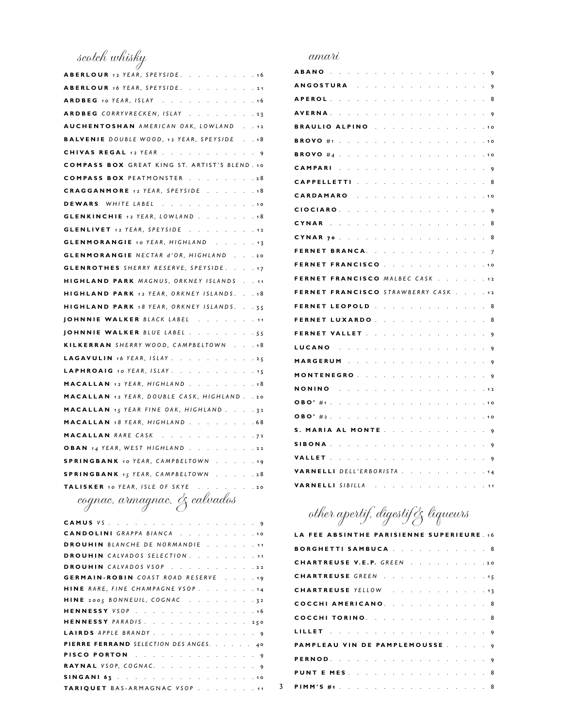## scotch whisky

- **ABERLOUR** *12 YEAR, SPEYSIDE* . . . 16
- **ABERLOUR** *16 YEAR, SPEYSIDE* . . . 21
- **ARDBEG** *10 YEAR, ISLAY* . . . 16
- **ARDBEG** *CORRYVRECKEN, ISLAY* . . . 23
- **AUCHENTOSHAN** *AMERICAN OAK, LOWLAND* . . . 12
- **BALVENIE** *DOUBLE WOOD, 12 YEAR, SPEYSIDE* . . . 18
- **CHIVAS REGAL** *12 YEAR* . . . 9
- **COMPASS BOX** GREAT KING ST. ARTIST'S *BLEND* . 10
- **COMPASS BOX** PEATMONSTER . . . 28
- **CRAGGANMORE** *12 YEAR, SPEYSIDE* . . . 18
- **DEWARS** *WHITE LABEL* . . . 10
- **GLENKINCHIE** *12 YEAR, LOWLAND* . . . 18
- **GLENLIVET** *12 YEAR, SPEYSIDE* . . . 12
- **GLENMORANGIE** *10 YEAR, HIGHLAND* . . . 13
- **GLENMORANGIE** *NECTAR d'OR, HIGHLAND* . . . 20
- **GLENROTHES** *SHERRY RESERVE, SPEYSIDE* . . . 17
- **HIGHLAND PARK** *MAGNUS, ORKNEY ISLANDS* . . . 11
- **HIGHLAND PARK** *12 YEAR, ORKNEY ISLANDS* . . . 18
- **HIGHLAND PARK** *18 YEAR, ORKNEY ISLANDS* . . . 35
- **JOHNNIE WALKER** *BLACK LABEL* . . . 11
- **JOHNNIE WALKER** *BLUE LABEL* . . . 55
- **KILKERRAN** *SHERRY WOOD, CAMPBELTOWN* . . . 18
- **LAGAVULIN** *16 YEAR, ISLAY* . . . 25
- **LAPHROAIG** *10 YEAR, ISLAY* . . . 15
- **MACALLAN** *12 YEAR, HIGHLAND* . . . 18
- **MACALLAN** *12 YEAR, DOUBLE CASK, HIGHLAND* . . 20
- **MACALLAN** *15 YEAR FINE OAK, HIGHLAND* . . . 32
- **MACALLAN** *18 YEAR, HIGHLAND* . . . 68
- **MACALLAN** *RARE CASK* . . . 72
- **OBAN** *14 YEAR, WEST HIGHLAND* . . . 22
- **SPRINGBANK** *10 YEAR, CAMPBELTOWN* . . . 19
- **SPRINGBANK** *15 YEAR, CAMPBELTOWN* . . . 28
- **TALISKER** *10 YEAR, ISLE OF SKYE* . . . 20

## cognac, armagnac, & calvados

- **CAMUS** *VS* . . . 9
- **CANDOLINI** *GRAPPA BIANCA* . . . 10
- **DROUHIN** *BLANCHE DE NORMANDIE* . . . 11
- **DROUHIN** *CALVADOS SELECTION* . . . 11
- **DROUHIN** *CALVADOS VSOP* . . . 22
- **GERMAIN-ROBIN** *COAST ROAD RESERVE* . . . 19
- **HINE** *RARE, FINE CHAMPAGNE VSOP* . . . 14
- **HINE** *2005 BONNEUIL, COGNAC* . . . 32
- **HENNESSY** *VSOP* . . . 16
- **HENNESSY** *PARADIS* . . . 250
- **LAIRDS** *APPLE BRANDY* . . . 9
- **PIERRE FERRAND** *SELECTION DES ANGES* . . . 40
- **PISCO PORTON** . . . 9
- **RAYNAL** *VSOP, COGNAC* . . . 9
- **SINGANI 63** . . . 10
- **TARIQUET** BAS-ARMAGNAC *VSOP* . . . 11

## amari

- **ABANO** . . . 9
- **ANGOSTURA** . . . 9
- **APEROL** . . . 8
- **AVERNA** . . . 9
- **BRAULIO ALPINO** . . . 10
- **BROVO** #1 . . . 10
- **BROVO** #4 . . . 10
- **CAMPARI** . . . 9
- **CAPPELLETTI** . . . 8
- **CARDAMARO** . . . 10
- **CIOCIARO** . . . 9
- **CYNAR** . . . 8
- **CYNAR 70** . . . 8
- **FERNET BRANCA** . . . 7
- **FERNET FRANCISCO** . . . 10
- **FERNET FRANCISCO** *MALBEC CASK* . . . 12
- **FERNET FRANCISCO** *STRAWBERRY CASK* . . . 12
- **FERNET LEOPOLD** . . . 8
- **FERNET LUXARDO** . . . 8
- **FERNET VALLET** . . . 9
- **LUCANO** . . . 9
- **MARGERUM** . . . 9
- **MONTENEGRO** . . . 9
- **NONINO** . . . 12
- **OBO'** #1 . . . 10
- **OBO'** #2 . . . 10
- **S. MARIA AL MONTE** . . . 9
- **SIBONA** . . . 9
- **VALLET** . . . 9
- **VARNELLI** *DELL'ERBORISTA* . . . 14
- **VARNELLI** *SIBILLA* . . . 11

## other apertif, digestif & liqueurs

- **LA FEE ABSINTHE PARISIENNE SUPERIEURE** . 16
- **BORGHETTI SAMBUCA** . . . 8
- **CHARTREUSE V.E.P.** *GREEN* . . . 20
- **CHARTREUSE** *GREEN* . . . 15
- **CHARTREUSE** *YELLOW* . . . 13
- **COCCHI AMERICANO** . . . 8
- **COCCHI TORINO** . . . 8
- **LILLET** . . . 9
- **PAMPLEAU VIN DE PAMPLEMOUSSE** . . . 9
- **PERNOD** . . . 9
- **PUNT E MES** . . . 8
- **PIMM'S #1** . . . 8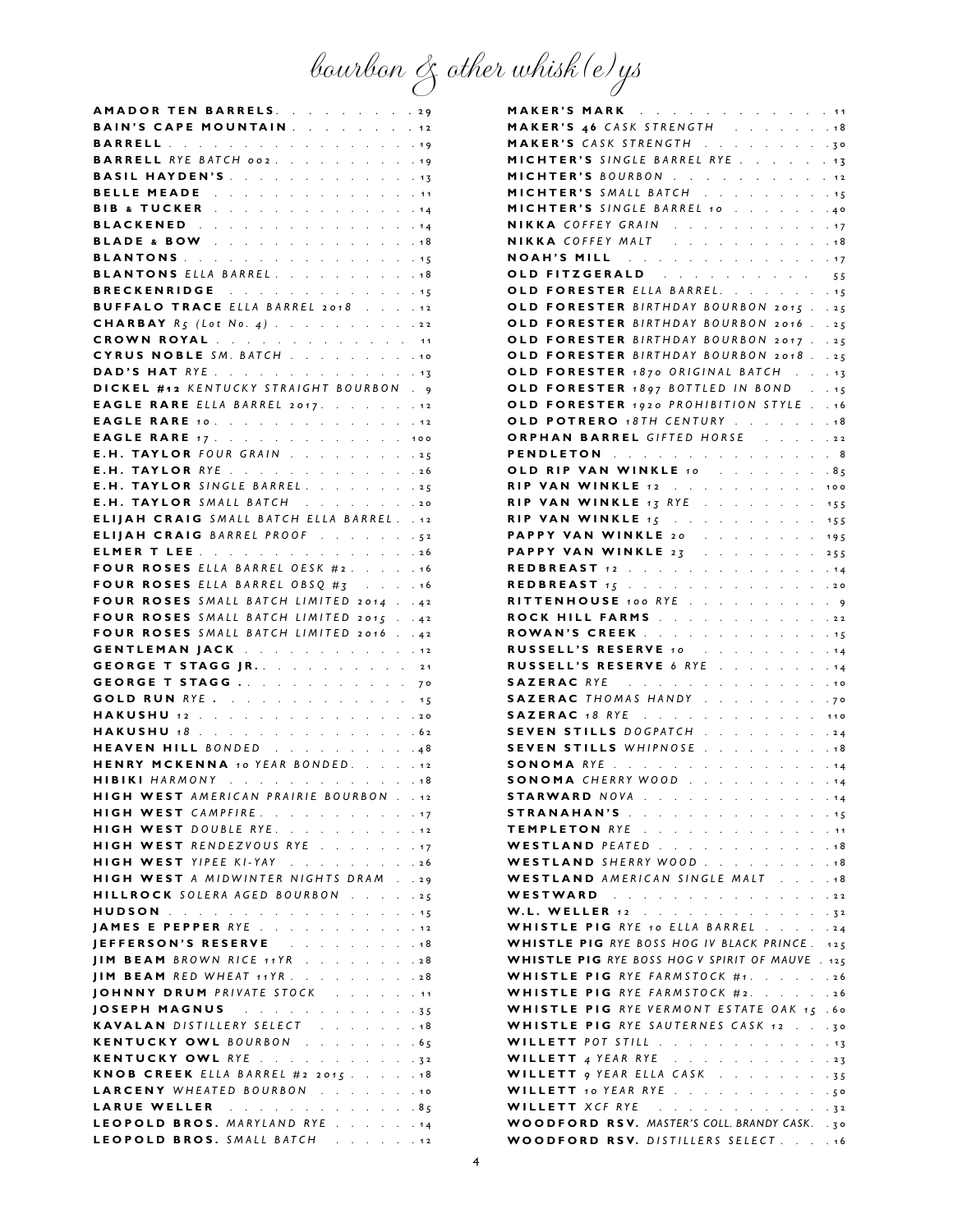# bourbon & other whisk(e)ys

**AMADOR TEN BARRELS** . . . . . . . . . 29
**BAIN'S CAPE MOUNTAIN** . . . . . . . . 12
**BARRELL** . . . . . . . . . . . . . . . 19
**BARRELL** *RYE BATCH 002* . . . . . . . . . 19
**BASIL HAYDEN'S** . . . . . . . . . . . . 13
**BELLE MEADE** . . . . . . . . . . . . . 11
**BIB & TUCKER** . . . . . . . . . . . . . 14
**BLACKENED** . . . . . . . . . . . . . . 14
**BLADE & BOW** . . . . . . . . . . . . . 18
**BLANTONS** . . . . . . . . . . . . . . . 15
**BLANTONS** *ELLA BARREL* . . . . . . . . . 18
**BRECKENRIDGE** . . . . . . . . . . . . 15
**BUFFALO TRACE** *ELLA BARREL 2018* . . . . 12
**CHARBAY** *R5 (Lot No. 4)* . . . . . . . . . 22
**CROWN ROYAL** . . . . . . . . . . . . 11
**CYRUS NOBLE** *SM. BATCH* . . . . . . . . . 10
**DAD'S HAT** *RYE* . . . . . . . . . . . . . 13
**DICKEL #12** *KENTUCKY STRAIGHT BOURBON* . 9
**EAGLE RARE** *ELLA BARREL 2017* . . . . . . 12
**EAGLE RARE** *10* . . . . . . . . . . . . . 12
**EAGLE RARE** *17* . . . . . . . . . . . . . 100
**E.H. TAYLOR** *FOUR GRAIN* . . . . . . . . . 25
**E.H. TAYLOR** *RYE* . . . . . . . . . . . . 26
**E.H. TAYLOR** *SINGLE BARREL* . . . . . . . . 25
**E.H. TAYLOR** *SMALL BATCH* . . . . . . . . 20
**ELIJAH CRAIG** *SMALL BATCH ELLA BARREL* . . 12
**ELIJAH CRAIG** *BARREL PROOF* . . . . . . . 52
**ELMER T LEE** . . . . . . . . . . . . . . 26
**FOUR ROSES** *ELLA BARREL OESK #2* . . . . . 16
**FOUR ROSES** *ELLA BARREL OBSQ #3* . . . . 16
**FOUR ROSES** *SMALL BATCH LIMITED 2014* . . 42
**FOUR ROSES** *SMALL BATCH LIMITED 2015* . . 42
**FOUR ROSES** *SMALL BATCH LIMITED 2016* . . 42
**GENTLEMAN JACK** . . . . . . . . . . . 12
**GEORGE T STAGG JR.** . . . . . . . . . . 21
**GEORGE T STAGG** . . . . . . . . . . . . 70
**GOLD RUN** *RYE* . . . . . . . . . . . . . 15
**HAKUSHU** *12* . . . . . . . . . . . . . . 20
**HAKUSHU** *18* . . . . . . . . . . . . . . 62
**HEAVEN HILL** *BONDED* . . . . . . . . . . 48
**HENRY MCKENNA** *10 YEAR BONDED* . . . . . 12
**HIBIKI** *HARMONY* . . . . . . . . . . . . 18
**HIGH WEST** *AMERICAN PRAIRIE BOURBON* . . 12
**HIGH WEST** *CAMPFIRE* . . . . . . . . . . . 17
**HIGH WEST** *DOUBLE RYE* . . . . . . . . . . 12
**HIGH WEST** *RENDEZVOUS RYE* . . . . . . . 17
**HIGH WEST** *YIPEE KI-YAY* . . . . . . . . . 26
**HIGH WEST** *A MIDWINTER NIGHTS DRAM* . . 29
**HILLROCK** *SOLERA AGED BOURBON* . . . . . 25
**HUDSON** . . . . . . . . . . . . . . . . 15
**JAMES E PEPPER** *RYE* . . . . . . . . . . . 12
**JEFFERSON'S RESERVE** . . . . . . . . . 18
**JIM BEAM** *BROWN RICE 11YR* . . . . . . . . 28
**JIM BEAM** *RED WHEAT 11YR* . . . . . . . . . 28
**JOHNNY DRUM** *PRIVATE STOCK* . . . . . . 11
**JOSEPH MAGNUS** . . . . . . . . . . . . 35
**KAVALAN** *DISTILLERY SELECT* . . . . . . . 18
**KENTUCKY OWL** *BOURBON* . . . . . . . . 65
**KENTUCKY OWL** *RYE* . . . . . . . . . . . 32
**KNOB CREEK** *ELLA BARREL #2 2015* . . . . . 18
**LARCENY** *WHEATED BOURBON* . . . . . . . 10
**LARUE WELLER** . . . . . . . . . . . . . 85
**LEOPOLD BROS.** *MARYLAND RYE* . . . . . . 14
**LEOPOLD BROS.** *SMALL BATCH* . . . . . . . 12

**MAKER'S MARK** . . . . . . . . . . . . . 11
**MAKER'S 46** *CASK STRENGTH* . . . . . . . 18
**MAKER'S** *CASK STRENGTH* . . . . . . . . . 30
**MICHTER'S** *SINGLE BARREL RYE* . . . . . . 13
**MICHTER'S** *BOURBON* . . . . . . . . . . . 12
**MICHTER'S** *SMALL BATCH* . . . . . . . . . 15
**MICHTER'S** *SINGLE BARREL 10* . . . . . . . 40
**NIKKA** *COFFEY GRAIN* . . . . . . . . . . . 17
**NIKKA** *COFFEY MALT* . . . . . . . . . . . 18
**NOAH'S MILL** . . . . . . . . . . . . . . 17
**OLD FITZGERALD** . . . . . . . . . . . 55
**OLD FORESTER** *ELLA BARREL* . . . . . . . . 15
**OLD FORESTER** *BIRTHDAY BOURBON 2015* . . 25
**OLD FORESTER** *BIRTHDAY BOURBON 2016* . . 25
**OLD FORESTER** *BIRTHDAY BOURBON 2017* . . 25
**OLD FORESTER** *BIRTHDAY BOURBON 2018* . . 25
**OLD FORESTER** *1870 ORIGINAL BATCH* . . . 13
**OLD FORESTER** *1897 BOTTLED IN BOND* . . 15
**OLD FORESTER** *1920 PROHIBITION STYLE* . . 16
**OLD POTRERO** *18TH CENTURY* . . . . . . . 18
**ORPHAN BARREL** *GIFTED HORSE* . . . . . 22
**PENDLETON** . . . . . . . . . . . . . . . 8
**OLD RIP VAN WINKLE** *10* . . . . . . . . 85
**RIP VAN WINKLE** *12* . . . . . . . . . . 100
**RIP VAN WINKLE** *13 RYE* . . . . . . . . 155
**RIP VAN WINKLE** *15* . . . . . . . . . . 155
**PAPPY VAN WINKLE** *20* . . . . . . . . 195
**PAPPY VAN WINKLE** *23* . . . . . . . . 255
**REDBREAST** *12* . . . . . . . . . . . . . 14
**REDBREAST** *15* . . . . . . . . . . . . . 20
**RITTENHOUSE** *100 RYE* . . . . . . . . . . 9
**ROCK HILL FARMS** . . . . . . . . . . . . 22
**ROWAN'S CREEK** . . . . . . . . . . . . 15
**RUSSELL'S RESERVE** *10* . . . . . . . . . 14
**RUSSELL'S RESERVE** *6 RYE* . . . . . . . . 14
**SAZERAC** *RYE* . . . . . . . . . . . . . . 10
**SAZERAC** *THOMAS HANDY* . . . . . . . . . 70
**SAZERAC** *18 RYE* . . . . . . . . . . . . 110
**SEVEN STILLS** *DOGPATCH* . . . . . . . . . 24
**SEVEN STILLS** *WHIPNOSE* . . . . . . . . . 18
**SONOMA** *RYE* . . . . . . . . . . . . . . 14
**SONOMA** *CHERRY WOOD* . . . . . . . . . . 14
**STARWARD** *NOVA* . . . . . . . . . . . . 14
**STRANAHAN'S** . . . . . . . . . . . . . . 15
**TEMPLETON** *RYE* . . . . . . . . . . . . . 11
**WESTLAND** *PEATED* . . . . . . . . . . . . 18
**WESTLAND** *SHERRY WOOD* . . . . . . . . . 18
**WESTLAND** *AMERICAN SINGLE MALT* . . . . 18
**WESTWARD** . . . . . . . . . . . . . . . 22
**W.L. WELLER** *12* . . . . . . . . . . . . . 32
**WHISTLE PIG** *RYE 10 ELLA BARREL* . . . . . 24
**WHISTLE PIG** *RYE BOSS HOG IV BLACK PRINCE* . 125
**WHISTLE PIG** *RYE BOSS HOG V SPIRIT OF MAUVE* . 125
**WHISTLE PIG** *RYE FARMSTOCK #1* . . . . . . 26
**WHISTLE PIG** *RYE FARMSTOCK #2* . . . . . . 26
**WHISTLE PIG** *RYE VERMONT ESTATE OAK 15* . 60
**WHISTLE PIG** *RYE SAUTERNES CASK 12* . . . 30
**WILLETT** *POT STILL* . . . . . . . . . . . . 13
**WILLETT** *4 YEAR RYE* . . . . . . . . . . . 23
**WILLETT** *9 YEAR ELLA CASK* . . . . . . . . 35
**WILLETT** *10 YEAR RYE* . . . . . . . . . . 50
**WILLETT** *XCF RYE* . . . . . . . . . . . . 32
**WOODFORD RSV.** *MASTER'S COLL. BRANDY CASK* . 30
**WOODFORD RSV.** *DISTILLERS SELECT* . . . . 16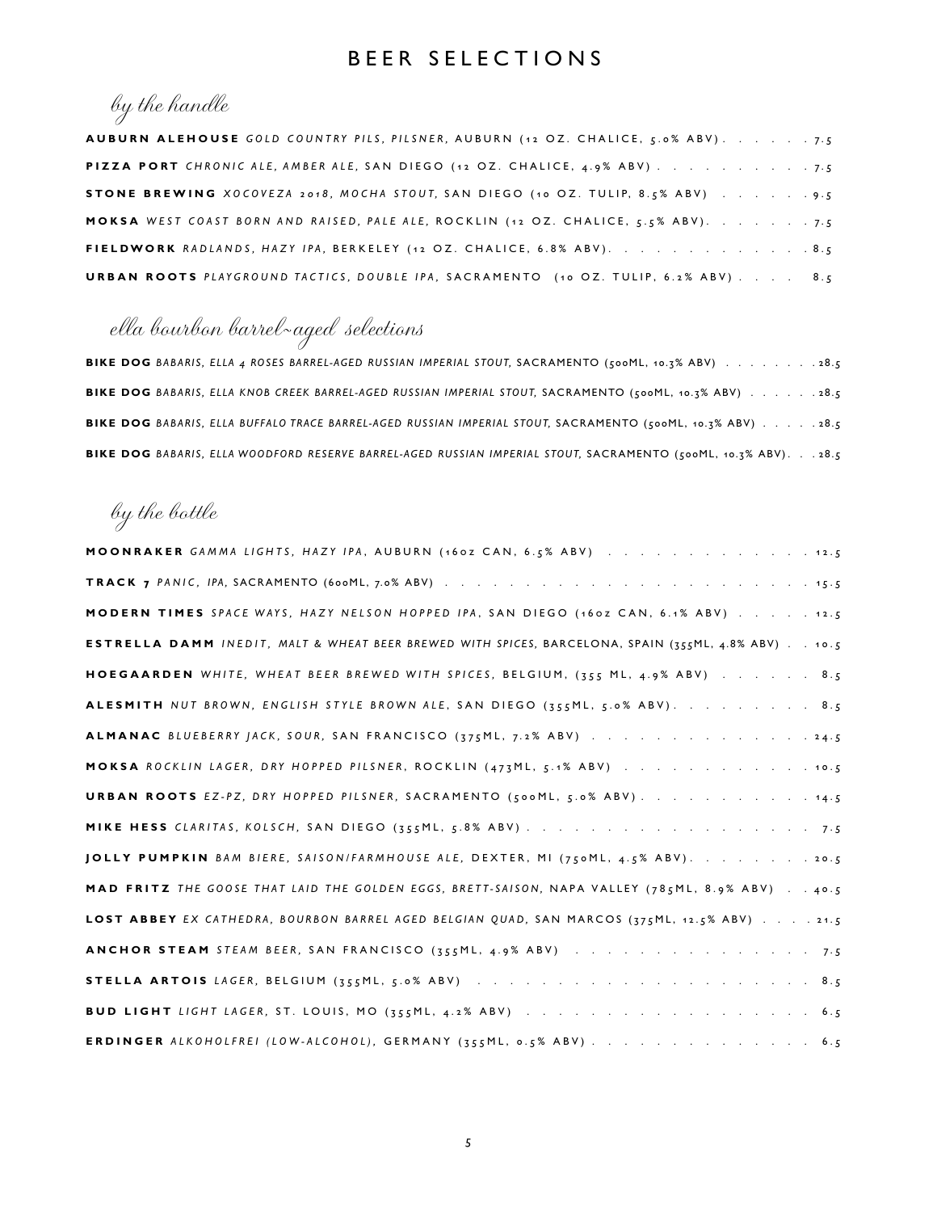# BEER SELECTIONS

## *by the handle*

**AUBURN ALEHOUSE** *GOLD COUNTRY PILS, PILSNER,* AUBURN (12 OZ. CHALICE, 5.0% ABV) . . . . . . 7.5

**PIZZA PORT** *CHRONIC ALE, AMBER ALE,* SAN DIEGO (12 OZ. CHALICE, 4.9% ABV) . . . . . . . . . . 7.5

**STONE BREWING** *XOCOVEZA 2018, MOCHA STOUT,* SAN DIEGO (10 OZ. TULIP, 8.5% ABV) . . . . . . 9.5

**MOKSA** *WEST COAST BORN AND RAISED, PALE ALE,* ROCKLIN (12 OZ. CHALICE, 5.5% ABV). . . . . . . 7.5

**FIELDWORK** *RADLANDS, HAZY IPA,* BERKELEY (12 OZ. CHALICE, 6.8% ABV). . . . . . . . . . . . . 8.5

**URBAN ROOTS** *PLAYGROUND TACTICS, DOUBLE IPA,* SACRAMENTO (10 OZ. TULIP, 6.2% ABV) . . . . 8.5

## *ella bourbon barrel-aged selections*

**BIKE DOG** *BABARIS, ELLA 4 ROSES BARREL-AGED RUSSIAN IMPERIAL STOUT,* SACRAMENTO (500ML, 10.3% ABV) . . . . . . . . 28.5

**BIKE DOG** *BABARIS, ELLA KNOB CREEK BARREL-AGED RUSSIAN IMPERIAL STOUT,* SACRAMENTO (500ML, 10.3% ABV) . . . . . . 28.5

**BIKE DOG** *BABARIS, ELLA BUFFALO TRACE BARREL-AGED RUSSIAN IMPERIAL STOUT,* SACRAMENTO (500ML, 10.3% ABV) . . . . . 28.5

**BIKE DOG** *BABARIS, ELLA WOODFORD RESERVE BARREL-AGED RUSSIAN IMPERIAL STOUT,* SACRAMENTO (500ML, 10.3% ABV). . . 28.5

## *by the bottle*

**MOONRAKER** *GAMMA LIGHTS, HAZY IPA,* AUBURN (16oz CAN, 6.5% ABV) . . . . . . . . . . . . . . 12.5

**TRACK 7** *PANIC, IPA,* SACRAMENTO (600ML, 7.0% ABV) . . . . . . . . . . . . . . . . . . . . . . . 15.5

**MODERN TIMES** *SPACE WAYS, HAZY NELSON HOPPED IPA,* SAN DIEGO (16oz CAN, 6.1% ABV) . . . . . 12.5

**ESTRELLA DAMM** *INEDIT, MALT & WHEAT BEER BREWED WITH SPICES,* BARCELONA, SPAIN (355ML, 4.8% ABV) . . 10.5

**HOEGAARDEN** *WHITE, WHEAT BEER BREWED WITH SPICES,* BELGIUM, (355 ML, 4.9% ABV) . . . . . . 8.5

**ALESMITH** *NUT BROWN, ENGLISH STYLE BROWN ALE,* SAN DIEGO (355ML, 5.0% ABV). . . . . . . . . 8.5

**ALMANAC** *BLUEBERRY JACK, SOUR,* SAN FRANCISCO (375ML, 7.2% ABV) . . . . . . . . . . . . . . 24.5

**MOKSA** *ROCKLIN LAGER, DRY HOPPED PILSNER,* ROCKLIN (473ML, 5.1% ABV) . . . . . . . . . . . . 10.5

**URBAN ROOTS** *EZ-PZ, DRY HOPPED PILSNER,* SACRAMENTO (500ML, 5.0% ABV) . . . . . . . . . . . 14.5

**MIKE HESS** *CLARITAS, KOLSCH,* SAN DIEGO (355ML, 5.8% ABV) . . . . . . . . . . . . . . . . . . 7.5

**JOLLY PUMPKIN** *BAM BIERE, SAISON/FARMHOUSE ALE,* DEXTER, MI (750ML, 4.5% ABV). . . . . . . . 20.5

**MAD FRITZ** *THE GOOSE THAT LAID THE GOLDEN EGGS, BRETT-SAISON,* NAPA VALLEY (785ML, 8.9% ABV) . . 40.5

**LOST ABBEY** *EX CATHEDRA, BOURBON BARREL AGED BELGIAN QUAD,* SAN MARCOS (375ML, 12.5% ABV) . . . . 21.5

**ANCHOR STEAM** *STEAM BEER,* SAN FRANCISCO (355ML, 4.9% ABV) . . . . . . . . . . . . . . . . 7.5

**STELLA ARTOIS** *LAGER,* BELGIUM (355ML, 5.0% ABV) . . . . . . . . . . . . . . . . . . . . . 8.5

**BUD LIGHT** *LIGHT LAGER,* ST. LOUIS, MO (355ML, 4.2% ABV) . . . . . . . . . . . . . . . . . . 6.5

**ERDINGER** *ALKOHOLFREI (LOW-ALCOHOL),* GERMANY (355ML, 0.5% ABV) . . . . . . . . . . . . . . 6.5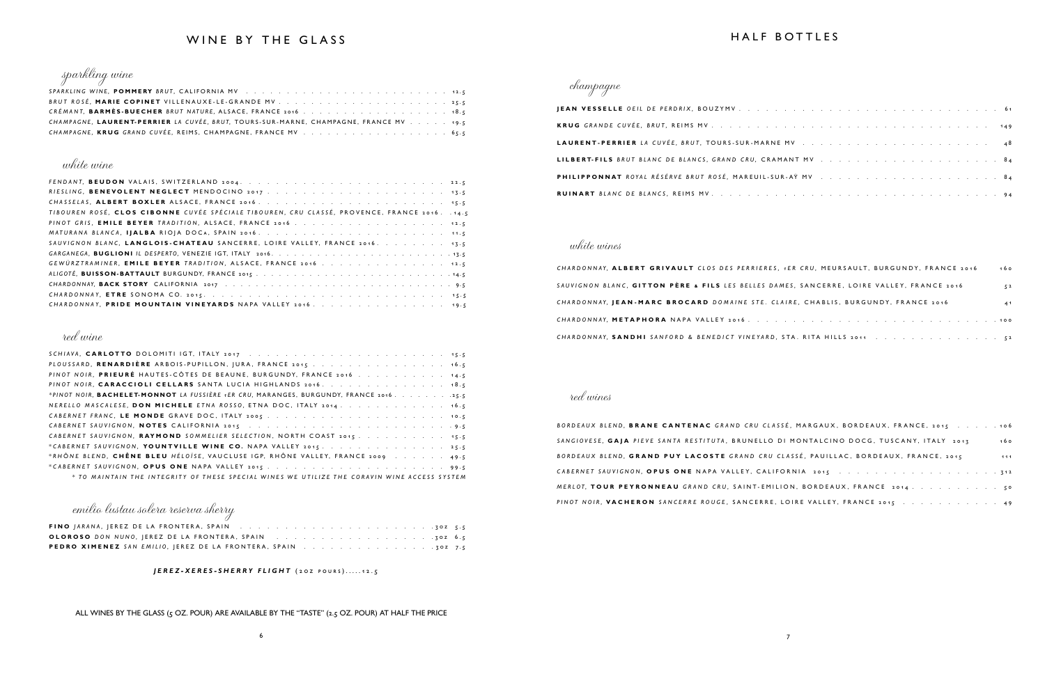# WINE BY THE GLASS

## sparkling wine

| | |
|---|---|
| *SPARKLING WINE*, **POMMERY** *BRUT*, CALIFORNIA MV | 12.5 |
| *BRUT ROSÉ*, **MARIE COPINET** VILLENAUXE-LE-GRANDE MV | 25.5 |
| *CRÉMANT*, **BARMÈS-BUECHER** *BRUT NATURE*, ALSACE, FRANCE 2016 | 18.5 |
| *CHAMPAGNE*, **LAURENT-PERRIER** *LA CUVÉE*, *BRUT*, TOURS-SUR-MARNE, CHAMPAGNE, FRANCE MV | 19.5 |
| *CHAMPAGNE*, **KRUG** *GRAND CUVÉE*, REIMS, CHAMPAGNE, FRANCE MV | 65.5 |

## white wine

| | |
|---|---|
| *FENDANT*, **BEUDON** VALAIS, SWITZERLAND 2004 | 22.5 |
| *RIESLING*, **BENEVOLENT NEGLECT** MENDOCINO 2017 | 13.5 |
| *CHASSELAS*, **ALBERT BOXLER** ALSACE, FRANCE 2016 | 15.5 |
| *TIBOUREN ROSÉ*, **CLOS CIBONNE** *CUVÉE SPÉCIALE TIBOUREN*, *CRU CLASSÉ*, PROVENCE, FRANCE 2016 | 14.5 |
| *PINOT GRIS*, **EMILE BEYER** *TRADITION*, ALSACE, FRANCE 2016 | 12.5 |
| *MATURANA BLANCA*, **IJALBA** RIOJA DOCa, SPAIN 2016 | 11.5 |
| *SAUVIGNON BLANC*, **LANGLOIS-CHATEAU** SANCERRE, LOIRE VALLEY, FRANCE 2016 | 13.5 |
| *GARGANEGA*, **BUGLIONI** *IL DESPERTO*, VENEZIE IGT, ITALY 2016 | 13.5 |
| *GEWURZTRAMINER*, **EMILE BEYER** *TRADITION*, ALSACE, FRANCE 2016 | 12.5 |
| *ALIGOTÉ*, **BUISSON-BATTAULT** BURGUNDY, FRANCE 2015 | 14.5 |
| *CHARDONNAY*, **BACK STORY** CALIFORNIA 2017 | 9.5 |
| *CHARDONNAY*, **ETRE** SONOMA CO. 2015 | 15.5 |
| *CHARDONNAY*, **PRIDE MOUNTAIN VINEYARDS** NAPA VALLEY 2016 | 19.5 |

## red wine

| | |
|---|---|
| *SCHIAVA*, **CARLOTTO** DOLOMITI IGT, ITALY 2017 | 15.5 |
| *PLOUSSARD*, **RENARDIÈRE** ARBOIS-PUPILLON, JURA, FRANCE 2015 | 16.5 |
| *PINOT NOIR*, **PRIEURÉ** HAUTES-CÔTES DE BEAUNE, BURGUNDY, FRANCE 2016 | 14.5 |
| *PINOT NOIR*, **CARACCIOLI CELLARS** SANTA LUCIA HIGHLANDS 2016 | 18.5 |
| **PINOT NOIR*, **BACHELET-MONNOT** *LA FUSSIÈRE 1ER CRU*, MARANGES, BURGUNDY, FRANCE 2016 | 25.5 |
| *NERELLO MASCALESE*, **DON MICHELE** *ETNA ROSSO*, ETNA DOC, ITALY 2014 | 16.5 |
| *CABERNET FRANC*, **LE MONDE** GRAVE DOC, ITALY 2005 | 10.5 |
| *CABERNET SAUVIGNON*, **NOTES** CALIFORNIA 2015 | 9.5 |
| *CABERNET SAUVIGNON*, **RAYMOND** *SOMMELIER SELECTION*, NORTH COAST 2015 | 15.5 |
| **CABERNET SAUVIGNON*, **YOUNTVILLE WINE CO.** NAPA VALLEY 2015 | 25.5 |
| **RHÔNE BLEND*, **CHÊNE BLEU** *HÉLOÏSE*, VAUCLUSE IGP, RHÔNE VALLEY, FRANCE 2009 | 49.5 |
| **CABERNET SAUVIGNON*, **OPUS ONE** NAPA VALLEY 2015 | 99.5 |

*\* TO MAINTAIN THE INTEGRITY OF THESE SPECIAL WINES WE UTILIZE THE CORAVIN WINE ACCESS SYSTEM*

## emilio lustau solera reserva sherry

| | |
|---|---|
| **FINO** *JARANA*, JEREZ DE LA FRONTERA, SPAIN | 3OZ 5.5 |
| **OLOROSO** *DON NUNO*, JEREZ DE LA FRONTERA, SPAIN | 3OZ 6.5 |
| **PEDRO XIMENEZ** *SAN EMILIO*, JEREZ DE LA FRONTERA, SPAIN | 3OZ 7.5 |

***JEREZ-XERES-SHERRY FLIGHT*** (2OZ POURS).....12.5

ALL WINES BY THE GLASS (5 OZ. POUR) ARE AVAILABLE BY THE "TASTE" (2.5 OZ. POUR) AT HALF THE PRICE

# HALF BOTTLES

## champagne

| | |
|---|---|
| **JEAN VESSELLE** *OEIL DE PERDRIX*, BOUZYMV | 61 |
| **KRUG** *GRANDE CUVÉE*, *BRUT*, REIMS MV | 149 |
| **LAURENT-PERRIER** *LA CUVÉE*, *BRUT*, TOURS-SUR-MARNE MV | 48 |
| **LILBERT-FILS** *BRUT BLANC DE BLANCS*, *GRAND CRU*, CRAMANT MV | 84 |
| **PHILIPPONNAT** *ROYAL RÉSERVE BRUT ROSÉ*, MAREUIL-SUR-AŸ MV | 84 |
| **RUINART** *BLANC DE BLANCS*, REIMS MV | 94 |

## white wines

| | |
|---|---|
| *CHARDONNAY*, **ALBERT GRIVAULT** *CLOS DES PERRIERES*, *1ER CRU*, MEURSAULT, BURGUNDY, FRANCE 2016 | 160 |
| *SAUVIGNON BLANC*, **GITTON PÈRE & FILS** *LES BELLES DAMES*, SANCERRE, LOIRE VALLEY, FRANCE 2016 | 52 |
| *CHARDONNAY*, **JEAN-MARC BROCARD** *DOMAINE STE. CLAIRE*, CHABLIS, BURGUNDY, FRANCE 2016 | 41 |
| *CHARDONNAY*, **METAPHORA** NAPA VALLEY 2016 | 100 |
| *CHARDONNAY*, **SANDHI** *SANFORD & BENEDICT VINEYARD*, STA. RITA HILLS 2011 | 52 |

## red wines

| | |
|---|---|
| *BORDEAUX BLEND*, **BRANE CANTENAC** *GRAND CRU CLASSÉ*, MARGAUX, BORDEAUX, FRANCE, 2015 | 106 |
| *SANGIOVESE*, **GAJA** *PIEVE SANTA RESTITUTA*, BRUNELLO DI MONTALCINO DOCG, TUSCANY, ITALY 2013 | 160 |
| *BORDEAUX BLEND*, **GRAND PUY LACOSTE** *GRAND CRU CLASSÉ*, PAUILLAC, BORDEAUX, FRANCE, 2015 | 111 |
| *CABERNET SAUVIGNON*, **OPUS ONE** NAPA VALLEY, CALIFORNIA 2015 | 312 |
| *MERLOT*, **TOUR PEYRONNEAU** *GRAND CRU*, SAINT-EMILION, BORDEAUX, FRANCE 2014 | 50 |
| *PINOT NOIR*, **VACHERON** *SANCERRE ROUGE*, SANCERRE, LOIRE VALLEY, FRANCE 2015 | 49 |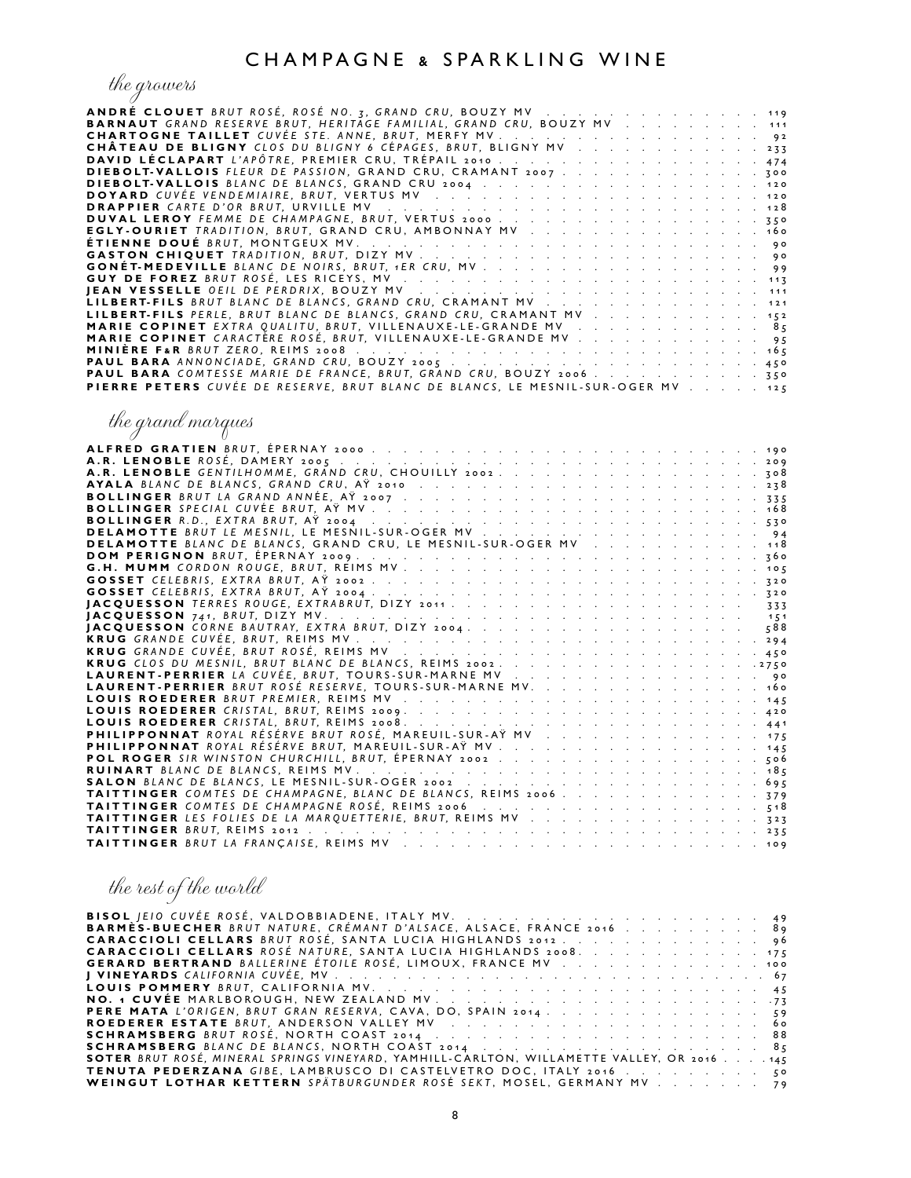# CHAMPAGNE & SPARKLING WINE

## *the growers*

**ANDRÉ CLOUET** *BRUT ROSÉ, ROSÉ NO. 3, GRAND CRU,* BOUZY MV . . . 119
**BARNAUT** *GRAND RESERVE BRUT, HERITAGE FAMILIAL, GRAND CRU,* BOUZY MV . . . 111
**CHARTOGNE TAILLET** *CUVÉE STE. ANNE, BRUT,* MERFY MV . . . 92
**CHÂTEAU DE BLIGNY** *CLOS DU BLIGNY 6 CÉPAGES, BRUT,* BLIGNY MV . . . 233
**DAVID LÉCLAPART** *L'APÔTRE,* PREMIER CRU, TRÉPAIL 2010 . . . 474
**DIEBOLT-VALLOIS** *FLEUR DE PASSION,* GRAND CRU, CRAMANT 2007 . . . 300
**DIEBOLT-VALLOIS** *BLANC DE BLANCS,* GRAND CRU 2004 . . . 120
**DOYARD** *CUVÉE VENDEMIAIRE, BRUT,* VERTUS MV . . . 120
**DRAPPIER** *CARTE D'OR BRUT,* URVILLE MV . . . 128
**DUVAL LEROY** *FEMME DE CHAMPAGNE, BRUT,* VERTUS 2000 . . . 350
**EGLY-OURIET** *TRADITION, BRUT,* GRAND CRU, AMBONNAY MV . . . 160
**ÉTIENNE DOUÉ** *BRUT,* MONTGEUX MV . . . 90
**GASTON CHIQUET** *TRADITION, BRUT,* DIZY MV . . . 90
**GONÉT-MEDEVILLE** *BLANC DE NOIRS, BRUT, 1ER CRU,* MV . . . 99
**GUY DE FOREZ** *BRUT ROSÉ,* LES RICEYS, MV . . . 113
**JEAN VESSELLE** *OEIL DE PERDRIX,* BOUZY MV . . . 111
**LILBERT-FILS** *BRUT BLANC DE BLANCS, GRAND CRU,* CRAMANT MV . . . 121
**LILBERT-FILS** *PERLE, BRUT BLANC DE BLANCS, GRAND CRU,* CRAMANT MV . . . 152
**MARIE COPINET** *EXTRA QUALITU, BRUT,* VILLENAUXE-LE-GRANDE MV . . . 85
**MARIE COPINET** *CARACTÈRE ROSÉ, BRUT,* VILLENAUXE-LE-GRANDE MV . . . 95
**MINIÈRE F&R** *BRUT ZERO,* REIMS 2008 . . . 165
**PAUL BARA** *ANNONCIADE, GRAND CRU,* BOUZY 2005 . . . 450
**PAUL BARA** *COMTESSE MARIE DE FRANCE, BRUT, GRAND CRU,* BOUZY 2006 . . . 350
**PIERRE PETERS** *CUVÉE DE RESERVE, BRUT BLANC DE BLANCS,* LE MESNIL-SUR-OGER MV . . . 125

## *the grand marques*

**ALFRED GRATIEN** *BRUT,* ÉPERNAY 2000 . . . 190
**A.R. LENOBLE** *ROSÉ,* DAMERY 2005 . . . 209
**A.R. LENOBLE** *GENTILHOMME, GRAND CRU,* CHOUILLY 2002 . . . 308
**AYALA** *BLANC DE BLANCS, GRAND CRU, AŸ 2010* . . . 238
**BOLLINGER** *BRUT LA GRAND ANNÉE,* AŸ 2007 . . . 335
**BOLLINGER** *SPECIAL CUVÉE BRUT,* AŸ MV . . . 168
**BOLLINGER** *R.D., EXTRA BRUT,* AŸ 2004 . . . 530
**DELAMOTTE** *BRUT LE MESNIL,* LE MESNIL-SUR-OGER MV . . . 94
**DELAMOTTE** *BLANC DE BLANCS,* GRAND CRU, LE MESNIL-SUR-OGER MV . . . 118
**DOM PERIGNON** *BRUT,* ÉPERNAY 2009 . . . 360
**G.H. MUMM** *CORDON ROUGE, BRUT,* REIMS MV . . . 105
**GOSSET** *CELEBRIS, EXTRA BRUT,* AŸ 2002 . . . 320
**GOSSET** *CELEBRIS, EXTRA BRUT,* AŸ 2004 . . . 320
**JACQUESSON** *TERRES ROUGE, EXTRABRUT,* DIZY 2011 . . . 333
**JACQUESSON** *741, BRUT,* DIZY MV . . . 151
**JACQUESSON** *CORNE BAUTRAY, EXTRA BRUT,* DIZY 2004 . . . 588
**KRUG** *GRANDE CUVÉE, BRUT,* REIMS MV . . . 294
**KRUG** *GRANDE CUVÉE, BRUT ROSÉ,* REIMS MV . . . 450
**KRUG** *CLOS DU MESNIL, BRUT BLANC DE BLANCS,* REIMS 2002 . . . 2750
**LAURENT-PERRIER** *LA CUVÉE, BRUT,* TOURS-SUR-MARNE MV . . . 90
**LAURENT-PERRIER** *BRUT ROSÉ RESERVE,* TOURS-SUR-MARNE MV . . . 160
**LOUIS ROEDERER** *BRUT PREMIER,* REIMS MV . . . 145
**LOUIS ROEDERER** *CRISTAL, BRUT,* REIMS 2009 . . . 420
**LOUIS ROEDERER** *CRISTAL, BRUT,* REIMS 2008 . . . 441
**PHILIPPONNAT** *ROYAL RÉSÉRVE BRUT ROSÉ,* MAREUIL-SUR-AŸ MV . . . 175
**PHILIPPONNAT** *ROYAL RÉSÉRVE BRUT,* MAREUIL-SUR-AŸ MV . . . 145
**POL ROGER** *SIR WINSTON CHURCHILL, BRUT,* ÉPERNAY 2002 . . . 506
**RUINART** *BLANC DE BLANCS,* REIMS MV . . . 185
**SALON** *BLANC DE BLANCS,* LE MESNIL-SUR-OGER 2002 . . . 695
**TAITTINGER** *COMTES DE CHAMPAGNE, BLANC DE BLANCS,* REIMS 2006 . . . 379
**TAITTINGER** *COMTES DE CHAMPAGNE ROSÉ,* REIMS 2006 . . . 518
**TAITTINGER** *LES FOLIES DE LA MARQUETTERIE, BRUT,* REIMS MV . . . 323
**TAITTINGER** *BRUT,* REIMS 2012 . . . 235
**TAITTINGER** *BRUT LA FRANÇAISE,* REIMS MV . . . 109

## *the rest of the world*

**BISOL** *JEIO CUVÉE ROSÉ,* VALDOBBIADENE, ITALY MV . . . 49
**BARMÈS-BUECHER** *BRUT NATURE, CRÉMANT D'ALSACE,* ALSACE, FRANCE 2016 . . . 89
**CARACCIOLI CELLARS** *BRUT ROSÉ,* SANTA LUCIA HIGHLANDS 2012 . . . 96
**CARACCIOLI CELLARS** *ROSÉ NATURE,* SANTA LUCIA HIGHLANDS 2008 . . . 175
**GERARD BERTRAND** *BALLERINE ÉTOILE ROSÉ,* LIMOUX, FRANCE MV . . . 100
**J VINEYARDS** *CALIFORNIA CUVÉE,* MV . . . 67
**LOUIS POMMERY** *BRUT,* CALIFORNIA MV . . . 45
**NO. 1 CUVÉE** MARLBOROUGH, NEW ZEALAND MV . . . 73
**PERE MATA** *L'ORIGEN, BRUT GRAN RESERVA,* CAVA, DO, SPAIN 2014 . . . 59
**ROEDERER ESTATE** *BRUT,* ANDERSON VALLEY MV . . . 60
**SCHRAMSBERG** *BRUT ROSÉ,* NORTH COAST 2014 . . . 88
**SCHRAMSBERG** *BLANC DE BLANCS,* NORTH COAST 2014 . . . 85
**SOTER** *BRUT ROSÉ, MINERAL SPRINGS VINEYARD,* YAMHILL-CARLTON, WILLAMETTE VALLEY, OR 2016 . . . 145
**TENUTA PEDERZANA** *GIBE,* LAMBRUSCO DI CASTELVETRO DOC, ITALY 2016 . . . 50
**WEINGUT LOTHAR KETTERN** *SPÄTBURGUNDER ROSÉ SEKT,* MOSEL, GERMANY MV . . . 79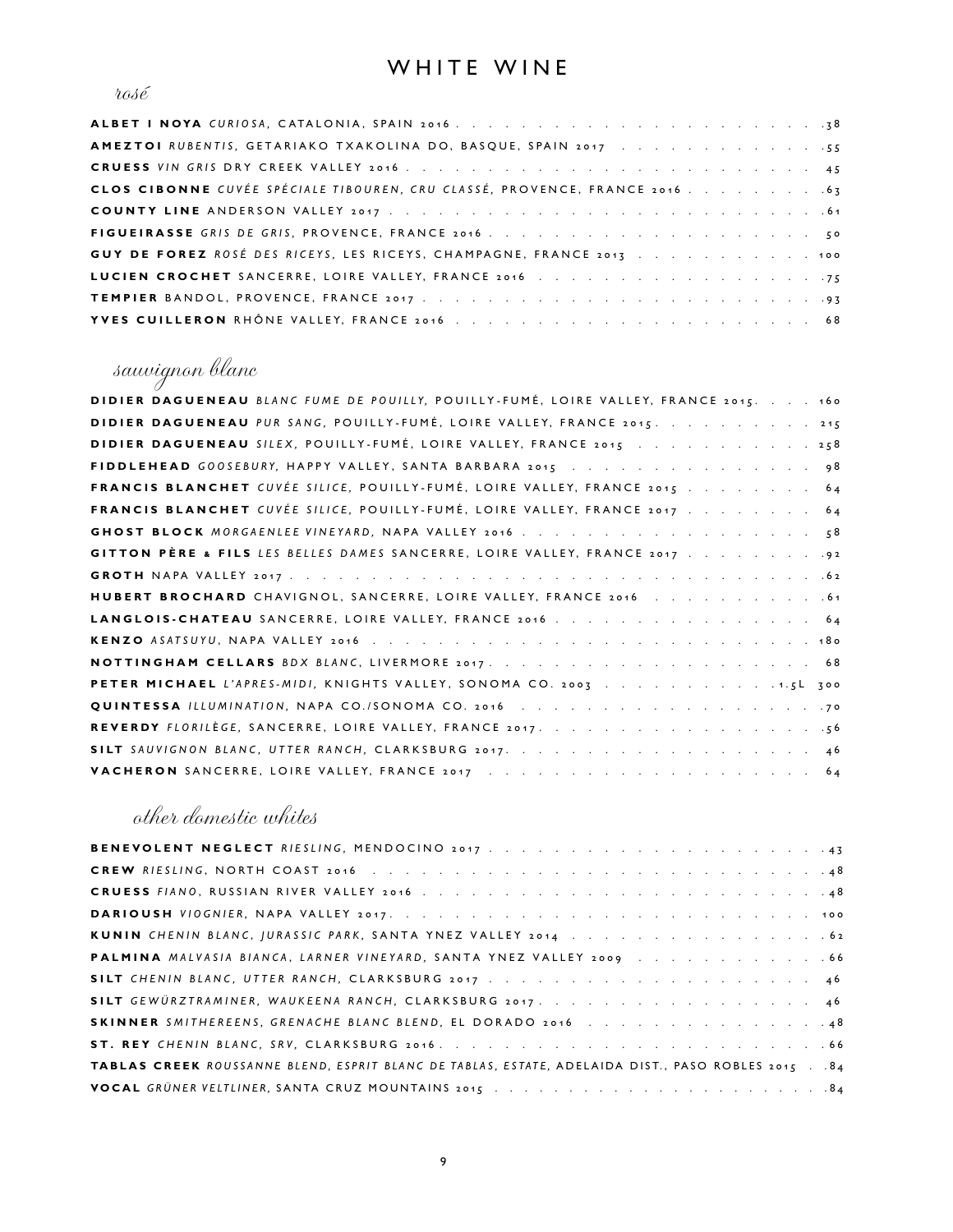# WHITE WINE

## *rosé*

**ALBET I NOYA** *CURIOSA,* CATALONIA, SPAIN 2016 . . . . . 38
**AMEZTOI** *RUBENTIS,* GETARIAKO TXAKOLINA DO, BASQUE, SPAIN 2017 . . . . . 55
**CRUESS** *VIN GRIS* DRY CREEK VALLEY 2016 . . . . . 45
**CLOS CIBONNE** *CUVÉE SPÉCIALE TIBOUREN, CRU CLASSÉ,* PROVENCE, FRANCE 2016 . . . . . 63
**COUNTY LINE** ANDERSON VALLEY 2017 . . . . . 61
**FIGUEIRASSE** *GRIS DE GRIS,* PROVENCE, FRANCE 2016 . . . . . 50
**GUY DE FOREZ** *ROSÉ DES RICEYS,* LES RICEYS, CHAMPAGNE, FRANCE 2013 . . . . . 100
**LUCIEN CROCHET** SANCERRE, LOIRE VALLEY, FRANCE 2016 . . . . . 75
**TEMPIER** BANDOL, PROVENCE, FRANCE 2017 . . . . . 93
**YVES CUILLERON** RHÔNE VALLEY, FRANCE 2016 . . . . . 68

## *sauvignon blanc*

**DIDIER DAGUENEAU** *BLANC FUME DE POUILLY,* POUILLY-FUMÉ, LOIRE VALLEY, FRANCE 2015 . . . . . 160
**DIDIER DAGUENEAU** *PUR SANG,* POUILLY-FUMÉ, LOIRE VALLEY, FRANCE 2015 . . . . . 215
**DIDIER DAGUENEAU** *SILEX,* POUILLY-FUMÉ, LOIRE VALLEY, FRANCE 2015 . . . . . 258
**FIDDLEHEAD** *GOOSEBURY,* HAPPY VALLEY, SANTA BARBARA 2015 . . . . . 98
**FRANCIS BLANCHET** *CUVÉE SILICE,* POUILLY-FUMÉ, LOIRE VALLEY, FRANCE 2015 . . . . . 64
**FRANCIS BLANCHET** *CUVÉE SILICE,* POUILLY-FUMÉ, LOIRE VALLEY, FRANCE 2017 . . . . . 64
**GHOST BLOCK** *MORGAENLEE VINEYARD,* NAPA VALLEY 2016 . . . . . 58
**GITTON PÈRE & FILS** *LES BELLES DAMES* SANCERRE, LOIRE VALLEY, FRANCE 2017 . . . . . 92
**GROTH** NAPA VALLEY 2017 . . . . . 62
**HUBERT BROCHARD** CHAVIGNOL, SANCERRE, LOIRE VALLEY, FRANCE 2016 . . . . . 61
**LANGLOIS-CHATEAU** SANCERRE, LOIRE VALLEY, FRANCE 2016 . . . . . 64
**KENZO** *ASATSUYU,* NAPA VALLEY 2016 . . . . . 180
**NOTTINGHAM CELLARS** *BDX BLANC,* LIVERMORE 2017 . . . . . 68
**PETER MICHAEL** *L'APRES-MIDI,* KNIGHTS VALLEY, SONOMA CO. 2003 . . . . . 1.5L 300
**QUINTESSA** *ILLUMINATION,* NAPA CO./SONOMA CO. 2016 . . . . . 70
**REVERDY** *FLORILÈGE,* SANCERRE, LOIRE VALLEY, FRANCE 2017 . . . . . 56
**SILT** *SAUVIGNON BLANC, UTTER RANCH,* CLARKSBURG 2017 . . . . . 46
**VACHERON** SANCERRE, LOIRE VALLEY, FRANCE 2017 . . . . . 64

## *other domestic whites*

**BENEVOLENT NEGLECT** *RIESLING,* MENDOCINO 2017 . . . . . 43
**CREW** *RIESLING,* NORTH COAST 2016 . . . . . 48
**CRUESS** *FIANO,* RUSSIAN RIVER VALLEY 2016 . . . . . 48
**DARIOUSH** *VIOGNIER,* NAPA VALLEY 2017 . . . . . 100
**KUNIN** *CHENIN BLANC, JURASSIC PARK,* SANTA YNEZ VALLEY 2014 . . . . . 62
**PALMINA** *MALVASIA BIANCA, LARNER VINEYARD,* SANTA YNEZ VALLEY 2009 . . . . . 66
**SILT** *CHENIN BLANC, UTTER RANCH,* CLARKSBURG 2017 . . . . . 46
**SILT** *GEWÜRZTRAMINER, WAUKEENA RANCH,* CLARKSBURG 2017 . . . . . 46
**SKINNER** *SMITHEREENS, GRENACHE BLANC BLEND,* EL DORADO 2016 . . . . . 48
**ST. REY** *CHENIN BLANC, SRV,* CLARKSBURG 2016 . . . . . 66
**TABLAS CREEK** *ROUSSANNE BLEND, ESPRIT BLANC DE TABLAS, ESTATE,* ADELAIDA DIST., PASO ROBLES 2015 . . 84
**VOCAL** *GRÜNER VELTLINER,* SANTA CRUZ MOUNTAINS 2015 . . . . . 84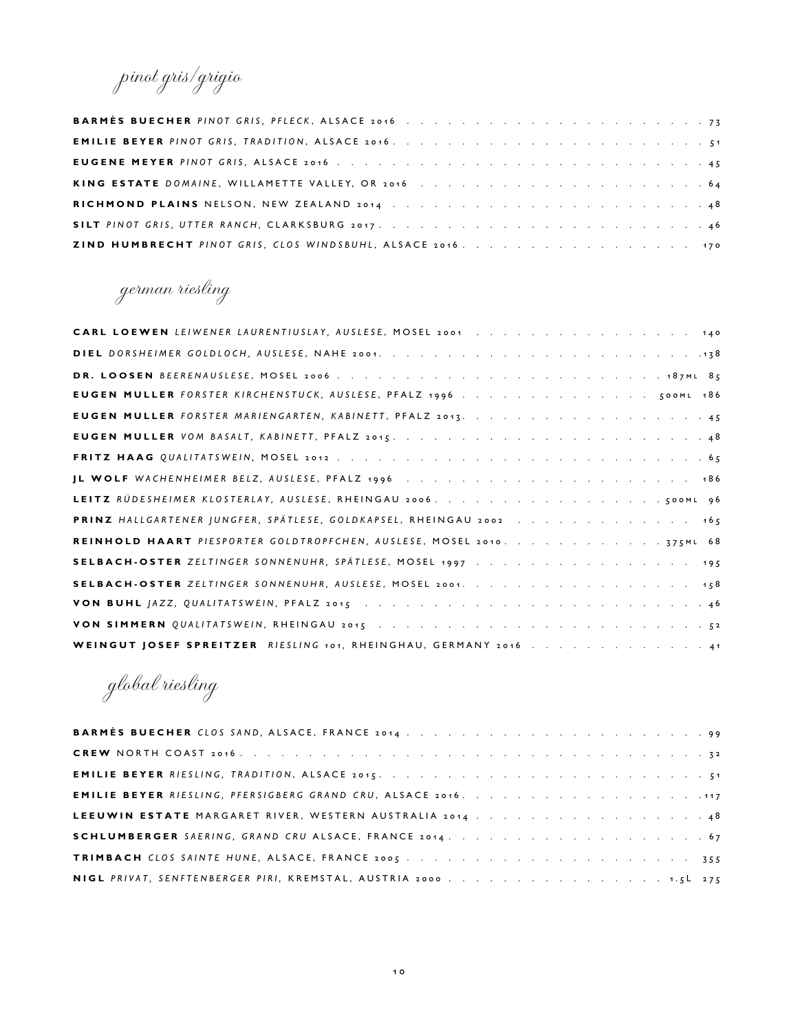## pinot gris/grigio

**BARMÈS BUECHER** *PINOT GRIS, PFLECK*, ALSACE 2016 . . . . . . . . . . 73

**EMILIE BEYER** *PINOT GRIS, TRADITION*, ALSACE 2016 . . . . . . . . . . 51

**EUGENE MEYER** *PINOT GRIS*, ALSACE 2016 . . . . . . . . . . 45

**KING ESTATE** *DOMAINE*, WILLAMETTE VALLEY, OR 2016 . . . . . . . . . . 64

**RICHMOND PLAINS** NELSON, NEW ZEALAND 2014 . . . . . . . . . . 48

**SILT** *PINOT GRIS, UTTER RANCH*, CLARKSBURG 2017 . . . . . . . . . . 46

**ZIND HUMBRECHT** *PINOT GRIS, CLOS WINDSBUHL*, ALSACE 2016 . . . . . . . . . . 170

## german riesling

**CARL LOEWEN** *LEIWENER LAURENTIUSLAY, AUSLESE*, MOSEL 2001 . . . . . . . . . . 140

**DIEL** *DORSHEIMER GOLDLOCH, AUSLESE*, NAHE 2001 . . . . . . . . . . 138

**DR. LOOSEN** *BEERENAUSLESE*, MOSEL 2006 . . . . . . . . . . 187ML 85

**EUGEN MULLER** *FORSTER KIRCHENSTUCK, AUSLESE*, PFALZ 1996 . . . . . . . . . . 500ML 186

**EUGEN MULLER** *FORSTER MARIENGARTEN, KABINETT*, PFALZ 2013 . . . . . . . . . . 45

**EUGEN MULLER** *VOM BASALT, KABINETT*, PFALZ 2015 . . . . . . . . . . 48

**FRITZ HAAG** *QUALITATSWEIN*, MOSEL 2012 . . . . . . . . . . 65

**JL WOLF** *WACHENHEIMER BELZ, AUSLESE*, PFALZ 1996 . . . . . . . . . . 186

**LEITZ** *RÜDESHEIMER KLOSTERLAY, AUSLESE*, RHEINGAU 2006 . . . . . . . . . . 500ML 96

**PRINZ** *HALLGARTENER JUNGFER, SPÄTLESE, GOLDKAPSEL*, RHEINGAU 2002 . . . . . . . . . . 165

**REINHOLD HAART** *PIESPORTER GOLDTROPFCHEN, AUSLESE*, MOSEL 2010 . . . . . . . . . . 375ML 68

**SELBACH-OSTER** *ZELTINGER SONNENUHR, SPÄTLESE*, MOSEL 1997 . . . . . . . . . . 195

**SELBACH-OSTER** *ZELTINGER SONNENUHR, AUSLESE*, MOSEL 2001 . . . . . . . . . . 158

**VON BUHL** *JAZZ, QUALITATSWEIN*, PFALZ 2015 . . . . . . . . . . 46

**VON SIMMERN** *QUALITATSWEIN*, RHEINGAU 2015 . . . . . . . . . . 52

**WEINGUT JOSEF SPREITZER** *RIESLING 101*, RHEINGHAU, GERMANY 2016 . . . . . . . . . . 41

## global riesling

**BARMÈS BUECHER** *CLOS SAND*, ALSACE, FRANCE 2014 . . . . . . . . . . 99

**CREW** NORTH COAST 2016 . . . . . . . . . . 32

**EMILIE BEYER** *RIESLING, TRADITION*, ALSACE 2015 . . . . . . . . . . 51

**EMILIE BEYER** *RIESLING, PFERSIGBERG GRAND CRU*, ALSACE 2016 . . . . . . . . . . 117

**LEEUWIN ESTATE** MARGARET RIVER, WESTERN AUSTRALIA 2014 . . . . . . . . . . 48

**SCHLUMBERGER** *SAERING, GRAND CRU* ALSACE, FRANCE 2014 . . . . . . . . . . 67

**TRIMBACH** *CLOS SAINTE HUNE*, ALSACE, FRANCE 2005 . . . . . . . . . . 355

**NIGL** *PRIVAT, SENFTENBERGER PIRI*, KREMSTAL, AUSTRIA 2000 . . . . . . . . . . 1.5L 275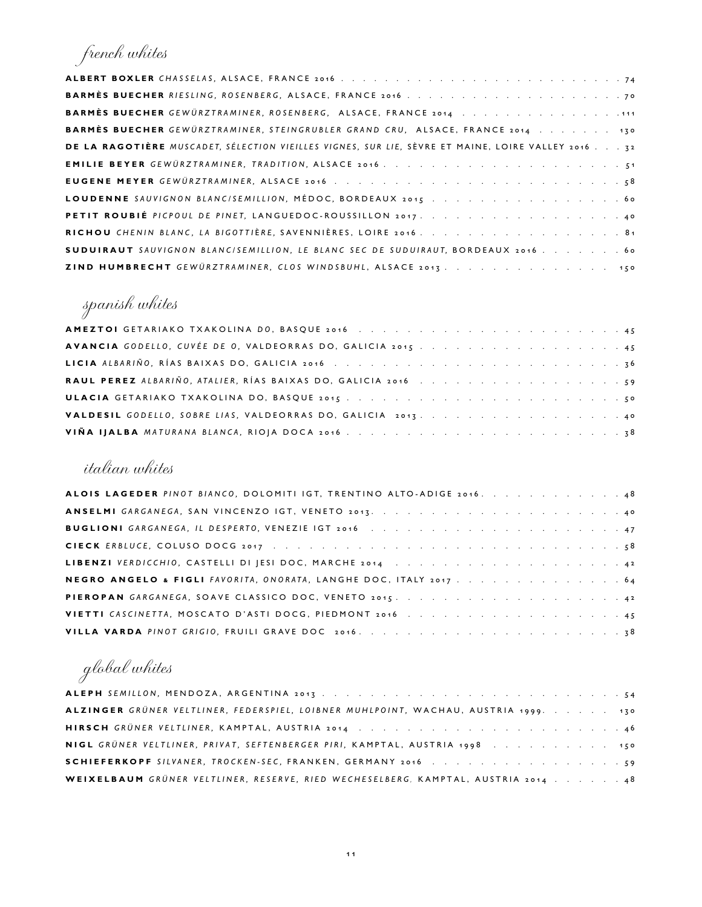## french whites

**ALBERT BOXLER** *CHASSELAS*, ALSACE, FRANCE 2016 . . . . . . . . . . 74
**BARMÈS BUECHER** *RIESLING, ROSENBERG*, ALSACE, FRANCE 2016 . . . . . . . . . . 70
**BARMÈS BUECHER** *GEWÜRZTRAMINER, ROSENBERG*, ALSACE, FRANCE 2014 . . . . . . . . . . 111
**BARMÈS BUECHER** *GEWÜRZTRAMINER, STEINGRUBLER GRAND CRU*, ALSACE, FRANCE 2014 . . . . . . . . . . 130
**DE LA RAGOTIÈRE** *MUSCADET, SÉLECTION VIEILLES VIGNES, SUR LIE*, SÈVRE ET MAINE, LOIRE VALLEY 2016 . . . 32
**EMILIE BEYER** *GEWÜRZTRAMINER, TRADITION*, ALSACE 2016 . . . . . . . . . . 51
**EUGENE MEYER** *GEWÜRZTRAMINER*, ALSACE 2016 . . . . . . . . . . 58
**LOUDENNE** *SAUVIGNON BLANC/SEMILLION*, MÉDOC, BORDEAUX 2015 . . . . . . . . . . 60
**PETIT ROUBIÉ** *PICPOUL DE PINET*, LANGUEDOC-ROUSSILLON 2017 . . . . . . . . . . 40
**RICHOU** *CHENIN BLANC, LA BIGOTTIÈRE*, SAVENNIÈRES, LOIRE 2016 . . . . . . . . . . 81
**SUDUIRAUT** *SAUVIGNON BLANC/SEMILLION, LE BLANC SEC DE SUDUIRAUT*, BORDEAUX 2016 . . . . . . . . . . 60
**ZIND HUMBRECHT** *GEWÜRZTRAMINER, CLOS WINDSBUHL*, ALSACE 2013 . . . . . . . . . . 150

## spanish whites

**AMEZTOI** GETARIAKO TXAKOLINA *DO*, BASQUE 2016 . . . . . . . . . . 45
**AVANCIA** *GODELLO, CUVÉE DE O*, VALDEORRAS DO, GALICIA 2015 . . . . . . . . . . 45
**LICIA** *ALBARIÑO*, RÍAS BAIXAS DO, GALICIA 2016 . . . . . . . . . . 36
**RAUL PEREZ** *ALBARIÑO, ATALIER*, RÍAS BAIXAS DO, GALICIA 2016 . . . . . . . . . . 59
**ULACIA** GETARIAKO TXAKOLINA DO, BASQUE 2015 . . . . . . . . . . 50
**VALDESIL** *GODELLO, SOBRE LIAS*, VALDEORRAS DO, GALICIA 2013 . . . . . . . . . . 40
**VIÑA IJALBA** *MATURANA BLANCA*, RIOJA DOCA 2016 . . . . . . . . . . 38

## italian whites

**ALOIS LAGEDER** *PINOT BIANCO*, DOLOMITI IGT, TRENTINO ALTO-ADIGE 2016 . . . . . . . . . . 48
**ANSELMI** *GARGANEGA*, SAN VINCENZO IGT, VENETO 2013 . . . . . . . . . . 40
**BUGLIONI** *GARGANEGA, IL DESPERTO*, VENEZIE IGT 2016 . . . . . . . . . . 47
**CIECK** *ERBLUCE*, COLUSO DOCG 2017 . . . . . . . . . . 58
**LIBENZI** *VERDICCHIO*, CASTELLI DI JESI DOC, MARCHE 2014 . . . . . . . . . . 42
**NEGRO ANGELO & FIGLI** *FAVORITA, ONORATA*, LANGHE DOC, ITALY 2017 . . . . . . . . . . 64
**PIEROPAN** *GARGANEGA*, SOAVE CLASSICO DOC, VENETO 2015 . . . . . . . . . . 42
**VIETTI** *CASCINETTA*, MOSCATO D'ASTI DOCG, PIEDMONT 2016 . . . . . . . . . . 45
**VILLA VARDA** *PINOT GRIGIO*, FRUILI GRAVE DOC 2016 . . . . . . . . . . 38

## global whites

**ALEPH** *SEMILLON*, MENDOZA, ARGENTINA 2013 . . . . . . . . . . 54
**ALZINGER** *GRÜNER VELTLINER, FEDERSPIEL, LOIBNER MUHLPOINT*, WACHAU, AUSTRIA 1999 . . . . . . . . . . 130
**HIRSCH** *GRÜNER VELTLINER*, KAMPTAL, AUSTRIA 2014 . . . . . . . . . . 46
**NIGL** *GRÜNER VELTLINER, PRIVAT, SEFTENBERGER PIRI*, KAMPTAL, AUSTRIA 1998 . . . . . . . . . . 150
**SCHIEFERKOPF** *SILVANER, TROCKEN-SEC*, FRANKEN, GERMANY 2016 . . . . . . . . . . 59
**WEIXELBAUM** *GRÜNER VELTLINER, RESERVE, RIED WECHESELBERG*, KAMPTAL, AUSTRIA 2014 . . . . . . . . . . 48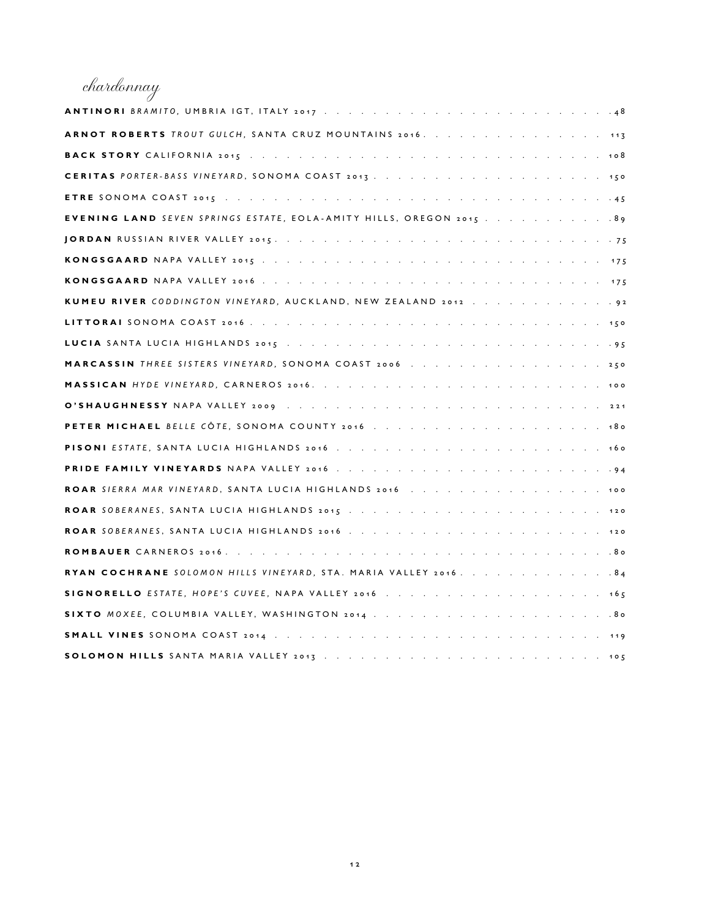## chardonnay

**ANTINORI** *BRAMITO*, UMBRIA IGT, ITALY 2017 . . . . . 48

**ARNOT ROBERTS** *TROUT GULCH*, SANTA CRUZ MOUNTAINS 2016 . . . . . 113

**BACK STORY** CALIFORNIA 2015 . . . . . 108

**CERITAS** *PORTER-BASS VINEYARD*, SONOMA COAST 2013 . . . . . 150

**ETRE** SONOMA COAST 2015 . . . . . 45

**EVENING LAND** *SEVEN SPRINGS ESTATE*, EOLA-AMITY HILLS, OREGON 2015 . . . . . 89

**JORDAN** RUSSIAN RIVER VALLEY 2015 . . . . . 75

**KONGSGAARD** NAPA VALLEY 2015 . . . . . 175

**KONGSGAARD** NAPA VALLEY 2016 . . . . . 175

**KUMEU RIVER** *CODDINGTON VINEYARD*, AUCKLAND, NEW ZEALAND 2012 . . . . . 92

**LITTORAI** SONOMA COAST 2016 . . . . . 150

**LUCIA** SANTA LUCIA HIGHLANDS 2015 . . . . . 95

**MARCASSIN** *THREE SISTERS VINEYARD*, SONOMA COAST 2006 . . . . . 250

**MASSICAN** *HYDE VINEYARD*, CARNEROS 2016 . . . . . 100

**O'SHAUGHNESSY** NAPA VALLEY 2009 . . . . . 221

**PETER MICHAEL** *BELLE CÔTE*, SONOMA COUNTY 2016 . . . . . 180

**PISONI** *ESTATE*, SANTA LUCIA HIGHLANDS 2016 . . . . . 160

**PRIDE FAMILY VINEYARDS** NAPA VALLEY 2016 . . . . . 94

**ROAR** *SIERRA MAR VINEYARD*, SANTA LUCIA HIGHLANDS 2016 . . . . . 100

**ROAR** *SOBERANES*, SANTA LUCIA HIGHLANDS 2015 . . . . . 120

**ROAR** *SOBERANES*, SANTA LUCIA HIGHLANDS 2016 . . . . . 120

**ROMBAUER** CARNEROS 2016 . . . . . 80

**RYAN COCHRANE** *SOLOMON HILLS VINEYARD*, STA. MARIA VALLEY 2016 . . . . . 84

**SIGNORELLO** *ESTATE, HOPE'S CUVEE*, NAPA VALLEY 2016 . . . . . 165

**SIXTO** *MOXEE*, COLUMBIA VALLEY, WASHINGTON 2014 . . . . . 80

**SMALL VINES** SONOMA COAST 2014 . . . . . 119

**SOLOMON HILLS** SANTA MARIA VALLEY 2013 . . . . . 105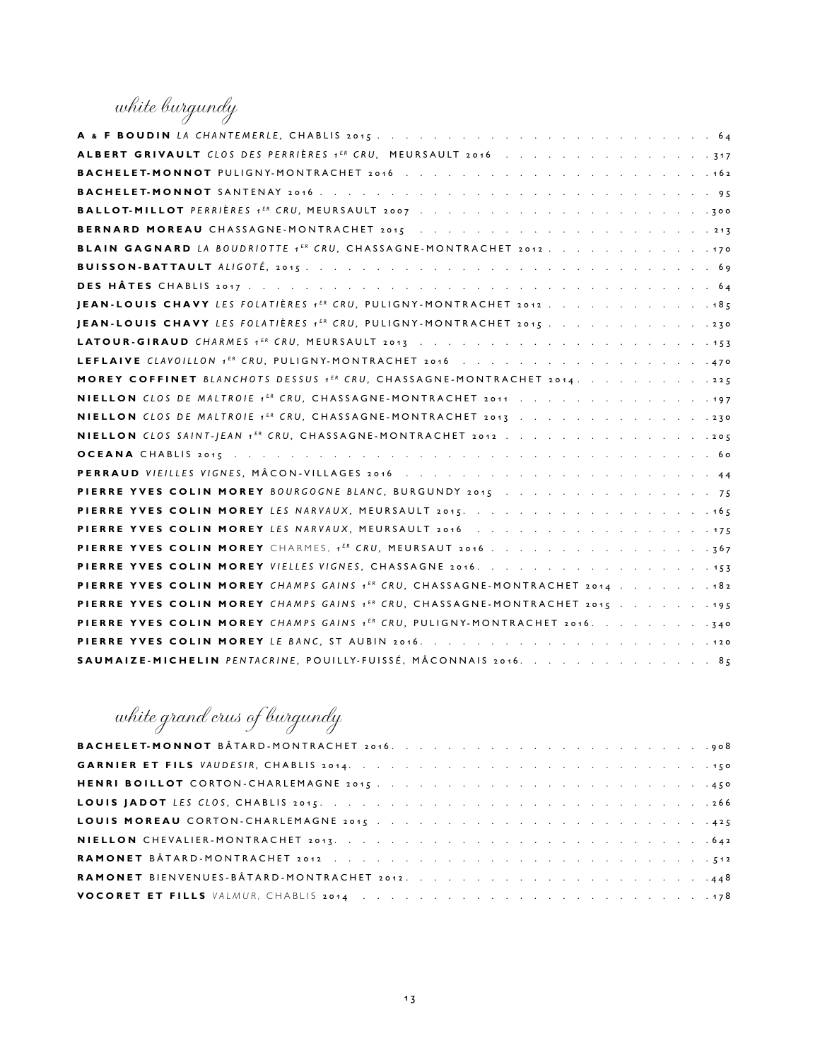## white burgundy

**A & F BOUDIN** *LA CHANTEMERLE,* CHABLIS 2015 . . . . . . . . . 64
**ALBERT GRIVAULT** *CLOS DES PERRIÈRES 1ER CRU,* MEURSAULT 2016 . . . . . . . . . 317
**BACHELET-MONNOT** PULIGNY-MONTRACHET 2016 . . . . . . . . . 162
**BACHELET-MONNOT** SANTENAY 2016 . . . . . . . . . 95
**BALLOT-MILLOT** *PERRIÈRES 1ER CRU,* MEURSAULT 2007 . . . . . . . . . 300
**BERNARD MOREAU** CHASSAGNE-MONTRACHET 2015 . . . . . . . . . 213
**BLAIN GAGNARD** *LA BOUDRIOTTE 1ER CRU,* CHASSAGNE-MONTRACHET 2012 . . . . . . . . . 170
**BUISSON-BATTAULT** *ALIGOTÉ,* 2015 . . . . . . . . . 69
**DES HÂTES** CHABLIS 2017 . . . . . . . . . 64
**JEAN-LOUIS CHAVY** *LES FOLATIÈRES 1ER CRU,* PULIGNY-MONTRACHET 2012 . . . . . . . . . 185
**JEAN-LOUIS CHAVY** *LES FOLATIÈRES 1ER CRU,* PULIGNY-MONTRACHET 2015 . . . . . . . . . 230
**LATOUR-GIRAUD** *CHARMES 1ER CRU,* MEURSAULT 2013 . . . . . . . . . 153
**LEFLAIVE** *CLAVOILLON 1ER CRU,* PULIGNY-MONTRACHET 2016 . . . . . . . . . 470
**MOREY COFFINET** *BLANCHOTS DESSUS 1ER CRU,* CHASSAGNE-MONTRACHET 2014 . . . . . . . . . 225
**NIELLON** *CLOS DE MALTROIE 1ER CRU,* CHASSAGNE-MONTRACHET 2011 . . . . . . . . . 197
**NIELLON** *CLOS DE MALTROIE 1ER CRU,* CHASSAGNE-MONTRACHET 2013 . . . . . . . . . 230
**NIELLON** *CLOS SAINT-JEAN 1ER CRU,* CHASSAGNE-MONTRACHET 2012 . . . . . . . . . 205
**OCEANA** CHABLIS 2015 . . . . . . . . . 60
**PERRAUD** *VIEILLES VIGNES,* MÂCON-VILLAGES 2016 . . . . . . . . . 44
**PIERRE YVES COLIN MOREY** *BOURGOGNE BLANC,* BURGUNDY 2015 . . . . . . . . . 75
**PIERRE YVES COLIN MOREY** *LES NARVAUX,* MEURSAULT 2015 . . . . . . . . . 165
**PIERRE YVES COLIN MOREY** *LES NARVAUX,* MEURSAULT 2016 . . . . . . . . . 175
**PIERRE YVES COLIN MOREY** CHARMES, *1ER CRU,* MEURSAUT 2016 . . . . . . . . . 367
**PIERRE YVES COLIN MOREY** *VIELLES VIGNES,* CHASSAGNE 2016 . . . . . . . . . 153
**PIERRE YVES COLIN MOREY** *CHAMPS GAINS 1ER CRU,* CHASSAGNE-MONTRACHET 2014 . . . . . . . . . 182
**PIERRE YVES COLIN MOREY** *CHAMPS GAINS 1ER CRU,* CHASSAGNE-MONTRACHET 2015 . . . . . . . . . 195
**PIERRE YVES COLIN MOREY** *CHAMPS GAINS 1ER CRU,* PULIGNY-MONTRACHET 2016 . . . . . . . . . 340
**PIERRE YVES COLIN MOREY** *LE BANC,* ST AUBIN 2016 . . . . . . . . . 120
**SAUMAIZE-MICHELIN** *PENTACRINE,* POUILLY-FUISSÉ, MÂCONNAIS 2016 . . . . . . . . . 85

## white grand crus of burgundy

**BACHELET-MONNOT** BÂTARD-MONTRACHET 2016 . . . . . . . . . 908
**GARNIER ET FILS** *VAUDESIR,* CHABLIS 2014 . . . . . . . . . 150
**HENRI BOILLOT** CORTON-CHARLEMAGNE 2015 . . . . . . . . . 450
**LOUIS JADOT** *LES CLOS,* CHABLIS 2015 . . . . . . . . . 266
**LOUIS MOREAU** CORTON-CHARLEMAGNE 2015 . . . . . . . . . 425
**NIELLON** CHEVALIER-MONTRACHET 2013 . . . . . . . . . 642
**RAMONET** BÂTARD-MONTRACHET 2012 . . . . . . . . . 512
**RAMONET** BIENVENUES-BÂTARD-MONTRACHET 2012 . . . . . . . . . 448
**VOCORET ET FILLS** *VALMUR,* CHABLIS 2014 . . . . . . . . . 178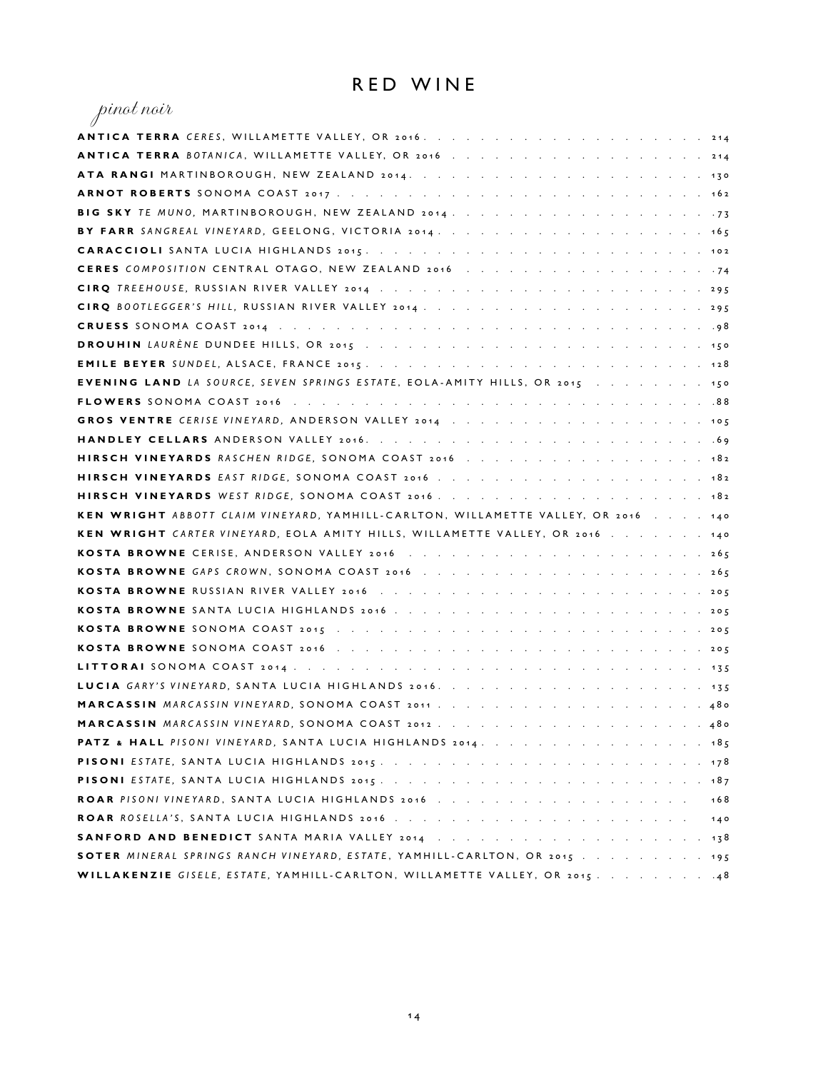# RED WINE

## *pinot noir*

**ANTICA TERRA** *CERES*, WILLAMETTE VALLEY, OR 2016 . . . 214

**ANTICA TERRA** *BOTANICA*, WILLAMETTE VALLEY, OR 2016 . . . 214

**ATA RANGI** MARTINBOROUGH, NEW ZEALAND 2014 . . . 130

**ARNOT ROBERTS** SONOMA COAST 2017 . . . 162

**BIG SKY** *TE MUNO*, MARTINBOROUGH, NEW ZEALAND 2014 . . . 73

**BY FARR** *SANGREAL VINEYARD*, GEELONG, VICTORIA 2014 . . . 165

**CARACCIOLI** SANTA LUCIA HIGHLANDS 2015 . . . 102

**CERES** *COMPOSITION* CENTRAL OTAGO, NEW ZEALAND 2016 . . . 74

**CIRQ** *TREEHOUSE*, RUSSIAN RIVER VALLEY 2014 . . . 295

**CIRQ** *BOOTLEGGER'S HILL*, RUSSIAN RIVER VALLEY 2014 . . . 295

**CRUESS** SONOMA COAST 2014 . . . 98

**DROUHIN** *LAURÈNE* DUNDEE HILLS, OR 2015 . . . 150

**EMILE BEYER** *SUNDEL*, ALSACE, FRANCE 2015 . . . 128

**EVENING LAND** *LA SOURCE, SEVEN SPRINGS ESTATE*, EOLA-AMITY HILLS, OR 2015 . . . 150

**FLOWERS** SONOMA COAST 2016 . . . 88

**GROS VENTRE** *CERISE VINEYARD*, ANDERSON VALLEY 2014 . . . 105

**HANDLEY CELLARS** ANDERSON VALLEY 2016 . . . 69

**HIRSCH VINEYARDS** *RASCHEN RIDGE*, SONOMA COAST 2016 . . . 182

**HIRSCH VINEYARDS** *EAST RIDGE*, SONOMA COAST 2016 . . . 182

**HIRSCH VINEYARDS** *WEST RIDGE*, SONOMA COAST 2016 . . . 182

**KEN WRIGHT** *ABBOTT CLAIM VINEYARD*, YAMHILL-CARLTON, WILLAMETTE VALLEY, OR 2016 . . . 140

**KEN WRIGHT** *CARTER VINEYARD*, EOLA AMITY HILLS, WILLAMETTE VALLEY, OR 2016 . . . 140

**KOSTA BROWNE** CERISE, ANDERSON VALLEY 2016 . . . 265

**KOSTA BROWNE** *GAPS CROWN*, SONOMA COAST 2016 . . . 265

**KOSTA BROWNE** RUSSIAN RIVER VALLEY 2016 . . . 205

**KOSTA BROWNE** SANTA LUCIA HIGHLANDS 2016 . . . 205

**KOSTA BROWNE** SONOMA COAST 2015 . . . 205

**KOSTA BROWNE** SONOMA COAST 2016 . . . 205

**LITTORAI** SONOMA COAST 2014 . . . 135

**LUCIA** *GARY'S VINEYARD*, SANTA LUCIA HIGHLANDS 2016 . . . 135

**MARCASSIN** *MARCASSIN VINEYARD*, SONOMA COAST 2011 . . . 480

**MARCASSIN** *MARCASSIN VINEYARD*, SONOMA COAST 2012 . . . 480

**PATZ & HALL** *PISONI VINEYARD*, SANTA LUCIA HIGHLANDS 2014 . . . 185

**PISONI** *ESTATE*, SANTA LUCIA HIGHLANDS 2015 . . . 178

**PISONI** *ESTATE*, SANTA LUCIA HIGHLANDS 2015 . . . 187

**ROAR** *PISONI VINEYARD*, SANTA LUCIA HIGHLANDS 2016 . . . 168

**ROAR** *ROSELLA'S*, SANTA LUCIA HIGHLANDS 2016 . . . 140

**SANFORD AND BENEDICT** SANTA MARIA VALLEY 2014 . . . 138

**SOTER** *MINERAL SPRINGS RANCH VINEYARD, ESTATE*, YAMHILL-CARLTON, OR 2015 . . . 195

**WILLAKENZIE** *GISELE, ESTATE*, YAMHILL-CARLTON, WILLAMETTE VALLEY, OR 2015 . . . 48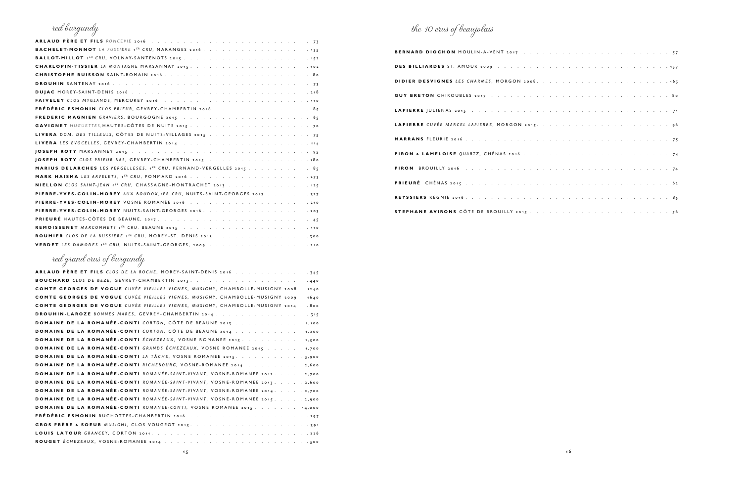## red burgundy

**ARLAUD PÈRE ET FILS** *RONCEVIE* 2016 . . . . . . . . 73
**BACHELET-MONNOT** *LA FUSSIÈRE 1ER CRU*, MARANGES 2016 . . . . . . . . 135
**BALLOT-MILLOT** *1ER CRU*, VOLNAY-SANTENOTS 2015 . . . . . . . . 152
**CHARLOPIN-TISSIER** *LA MONTAGNE* MARSANNAY 2015 . . . . . . . . 102
**CHRISTOPHE BUISSON** SAINT-ROMAIN 2016 . . . . . . . . 80
**DROUHIN** SANTENAY 2016 . . . . . . . . 73
**DUJAC** MOREY-SAINT-DENIS 2016 . . . . . . . . 218
**FAIVELEY** *CLOS MYGLANDS*, MERCUREY 2016 . . . . . . . . 110
**FRÉDÉRIC ESMONIN** *CLOS PRIEUR*, GEVREY-CHAMBERTIN 2016 . . . . . . . . 85
**FREDERIC MAGNIEN** *GRAVIERS*, BOURGOGNE 2015 . . . . . . . . 65
**GAVIGNET** *HUGUETTES*, HAUTES-CÔTES DE NUITS 2015 . . . . . . . . 70
**LIVERA** *DOM. DES TILLEULS*, CÔTES DE NUITS-VILLAGES 2015 . . . . . . . . 75
**LIVERA** *LES EVOCELLES*, GEVREY-CHAMBERTIN 2014 . . . . . . . . 114
**JOSEPH ROTY** MARSANNEY 2015 . . . . . . . . 95
**JOSEPH ROTY** *CLOS PRIEUR BAS*, GEVREY-CHAMBERTIN 2015 . . . . . . . . 180
**MARIUS DELARCHES** *LES VERGELLESES, 1ER CRU*, PERNAND-VERGELLES 2015 . . . . . . . . 85
**MARK HAISMA** *LES ARVELETS, 1ER CRU*, POMMARD 2016 . . . . . . . . 273
**NIELLON** *CLOS SAINT-JEAN 1ER CRU*, CHASSAGNE-MONTRACHET 2013 . . . . . . . . 125
**PIERRE-YVES-COLIN-MOREY** *AUX BOUDOX,1ER CRU*, NUITS-SAINT-GEORGES 2017 . . . . . . . . 327
**PIERRE-YVES-COLIN-MOREY** VOSNE ROMANÉE 2016 . . . . . . . . 210
**PIERRE-YVES-COLIN-MOREY** NUITS-SAINT-GEORGES 2016 . . . . . . . . 203
**PRIEURÉ** HAUTES-CÔTES DE BEAUNE, 2017 . . . . . . . . 45
**REMOISSENET** *MARCONNETS 1ER CRU*. BEAUNE 2015 . . . . . . . . 110
**ROUMIER** *CLOS DE LA BUSSIERE 1ER CRU*. MOREY-ST. DENIS 2013 . . . . . . . . 300
**VERDET** *LES DAMODES 1ER CRU*, NUITS-SAINT-GEORGES, 2009 . . . . . . . . 210

## red grand crus of burgundy

**ARLAUD PÈRE ET FILS** *CLOS DE LA ROCHE*, MOREY-SAINT-DENIS 2016 . . . . . . . . 345
**BOUCHARD** *CLOS DE BEZE*, GEVREY-CHAMBERTIN 2013 . . . . . . . . 440
**COMTE GEORGES DE VOGUE** *CUVÉE VIEILLES VIGNES, MUSIGNY*, CHAMBOLLE-MUSIGNY 2008 . . 1240
**COMTE GEORGES DE VOGUE** *CUVÉE VIEILLES VIGNES, MUSIGNY*, CHAMBOLLE-MUSIGNY 2009 . . 1640
**COMTE GEORGES DE VOGUE** *CUVÉE VIEILLES VIGNES, MUSIGNY*, CHAMBOLLE-MUSIGNY 2014 . . 800
**DROUHIN-LAROZE** *BONNES MARES*, GEVREY-CHAMBERTIN 2014 . . . . . . . . 315
**DOMAINE DE LA ROMANÉE-CONTI** *CORTON*, CÔTE DE BEAUNE 2013 . . . . . . . . 1,100
**DOMAINE DE LA ROMANÉE-CONTI** *CORTON*, CÔTE DE BEAUNE 2014 . . . . . . . . 1,200
**DOMAINE DE LA ROMANÉE-CONTI** *ÉCHEZEAUX*, VOSNE ROMANEE 2015 . . . . . . . . 1,500
**DOMAINE DE LA ROMANÉE-CONTI** *GRANDS ÉCHEZEAUX*, VOSNE ROMANEE 2015 . . . . . . . . 1,700
**DOMAINE DE LA ROMANÉE-CONTI** *LA TÂCHE*, VOSNE ROMANEE 2015 . . . . . . . . 3,900
**DOMAINE DE LA ROMANÉE-CONTI** *RICHEBOURG*, VOSNE-ROMANEE 2014 . . . . . . . . 2,600
**DOMAINE DE LA ROMANÉE-CONTI** *ROMANÉE-SAINT-VIVANT*, VOSNE-ROMANEE 2012 . . . . . . . . 2,700
**DOMAINE DE LA ROMANÉE-CONTI** *ROMANÉE-SAINT-VIVANT*, VOSNE-ROMANEE 2013 . . . . . . . . 2,600
**DOMAINE DE LA ROMANÉE-CONTI** *ROMANÉE-SAINT-VIVANT*, VOSNE-ROMANEE 2014 . . . . . . . . 2,700
**DOMAINE DE LA ROMANÉE-CONTI** *ROMANÉE-SAINT-VIVANT*, VOSNE-ROMANEE 2015 . . . . . . . . 2,900
**DOMAINE DE LA ROMANÉE-CONTI** *ROMANÉE-CONTI*, VOSNE ROMANEE 2015 . . . . . . . . 14,000
**FRÉDÉRIC ESMONIN** RUCHOTTES-CHAMBERTIN 2016 . . . . . . . . 297
**GROS FRÈRE & SOEUR** *MUSIGNI*, CLOS VOUGEOT 2015 . . . . . . . . 391
**LOUIS LATOUR** *GRANCEY*, CORTON 2011 . . . . . . . . 226
**ROUGET** *ÉCHEZEAUX*, VOSNE-ROMANEE 2014 . . . . . . . . 500

## the 10 crus of beaujolais

**BERNARD DIOCHON** MOULIN-A-VENT 2017 . . . . . . . . 57
**DES BILLIARDES** ST. AMOUR 2009 . . . . . . . . 137
**DIDIER DESVIGNES** *LES CHARMES*, MORGON 2008 . . . . . . . . 163
**GUY BRETON** CHIROUBLES 2017 . . . . . . . . 80
**LAPIERRE** JULIÉNAS 2015 . . . . . . . . 71
**LAPIERRE** *CUVÉE MARCEL LAPIERRE*, MORGON 2015 . . . . . . . . 96
**MARRANS** FLEURIE 2016 . . . . . . . . 75
**PIRON & LAMELOISE** *QUARTZ*, CHÉNAS 2016 . . . . . . . . 74
**PIRON** BROUILLY 2016 . . . . . . . . 74
**PRIEURÉ** CHÉNAS 2015 . . . . . . . . 62
**REYSSIERS** RÉGNIÉ 2016 . . . . . . . . 85
**STEPHANE AVIRONS** CÔTE DE BROUILLY 2015 . . . . . . . . 56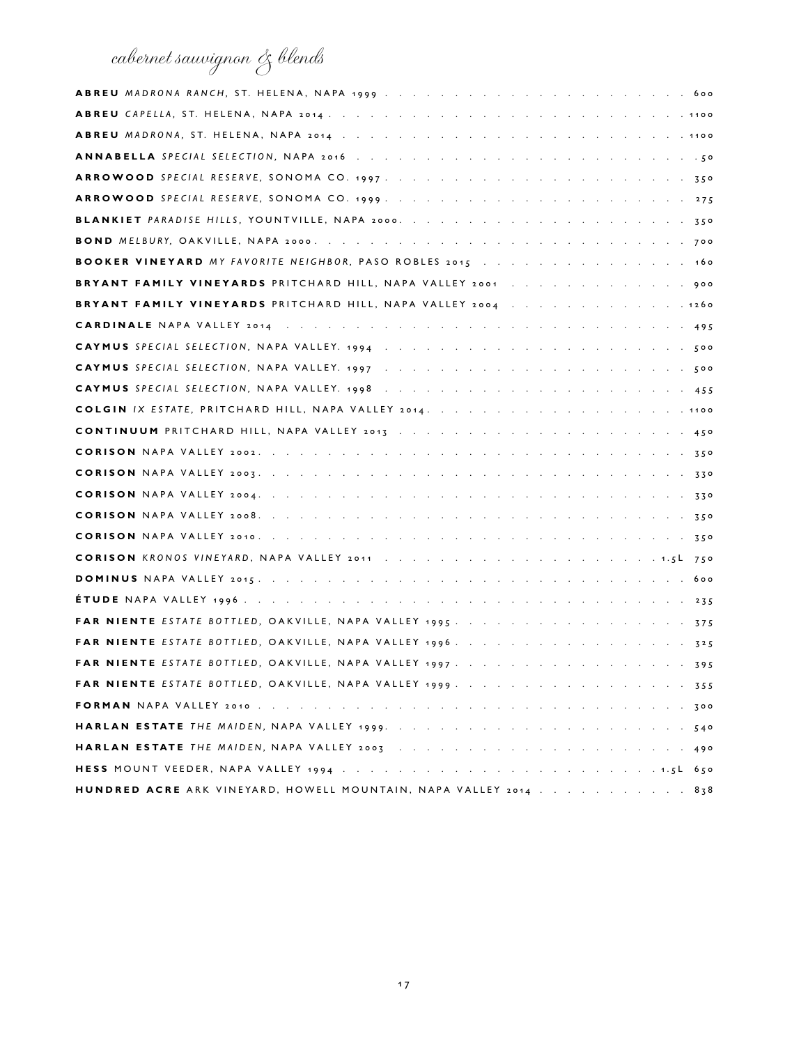# *cabernet sauvignon & blends*

**ABREU** *MADRONA RANCH*, ST. HELENA, NAPA 1999 . . . 600

**ABREU** *CAPELLA*, ST. HELENA, NAPA 2014 . . . 1100

**ABREU** *MADRONA*, ST. HELENA, NAPA 2014 . . . 1100

**ANNABELLA** *SPECIAL SELECTION*, NAPA 2016 . . . 50

**ARROWOOD** *SPECIAL RESERVE*, SONOMA CO. 1997 . . . 350

**ARROWOOD** *SPECIAL RESERVE*, SONOMA CO. 1999 . . . 275

**BLANKIET** *PARADISE HILLS*, YOUNTVILLE, NAPA 2000 . . . 350

**BOND** *MELBURY*, OAKVILLE, NAPA 2000 . . . 700

**BOOKER VINEYARD** *MY FAVORITE NEIGHBOR*, PASO ROBLES 2015 . . . 160

**BRYANT FAMILY VINEYARDS** PRITCHARD HILL, NAPA VALLEY 2001 . . . 900

**BRYANT FAMILY VINEYARDS** PRITCHARD HILL, NAPA VALLEY 2004 . . . 1260

**CARDINALE** NAPA VALLEY 2014 . . . 495

**CAYMUS** *SPECIAL SELECTION*, NAPA VALLEY. 1994 . . . 500

**CAYMUS** *SPECIAL SELECTION*, NAPA VALLEY. 1997 . . . 500

**CAYMUS** *SPECIAL SELECTION*, NAPA VALLEY. 1998 . . . 455

**COLGIN** *IX ESTATE*, PRITCHARD HILL, NAPA VALLEY 2014 . . . 1100

**CONTINUUM** PRITCHARD HILL, NAPA VALLEY 2013 . . . 450

**CORISON** NAPA VALLEY 2002 . . . 350

**CORISON** NAPA VALLEY 2003 . . . 330

**CORISON** NAPA VALLEY 2004 . . . 330

**CORISON** NAPA VALLEY 2008 . . . 350

**CORISON** NAPA VALLEY 2010 . . . 350

**CORISON** *KRONOS VINEYARD*, NAPA VALLEY 2011 . . . 1.5L 750

**DOMINUS** NAPA VALLEY 2015 . . . 600

**ÉTUDE** NAPA VALLEY 1996 . . . 235

**FAR NIENTE** *ESTATE BOTTLED*, OAKVILLE, NAPA VALLEY 1995 . . . 375

**FAR NIENTE** *ESTATE BOTTLED*, OAKVILLE, NAPA VALLEY 1996 . . . 325

**FAR NIENTE** *ESTATE BOTTLED*, OAKVILLE, NAPA VALLEY 1997 . . . 395

**FAR NIENTE** *ESTATE BOTTLED*, OAKVILLE, NAPA VALLEY 1999 . . . 355

**FORMAN** NAPA VALLEY 2010 . . . 300

**HARLAN ESTATE** *THE MAIDEN*, NAPA VALLEY 1999 . . . 540

**HARLAN ESTATE** *THE MAIDEN*, NAPA VALLEY 2003 . . . 490

**HESS** MOUNT VEEDER, NAPA VALLEY 1994 . . . 1.5L 650

**HUNDRED ACRE** ARK VINEYARD, HOWELL MOUNTAIN, NAPA VALLEY 2014 . . . 838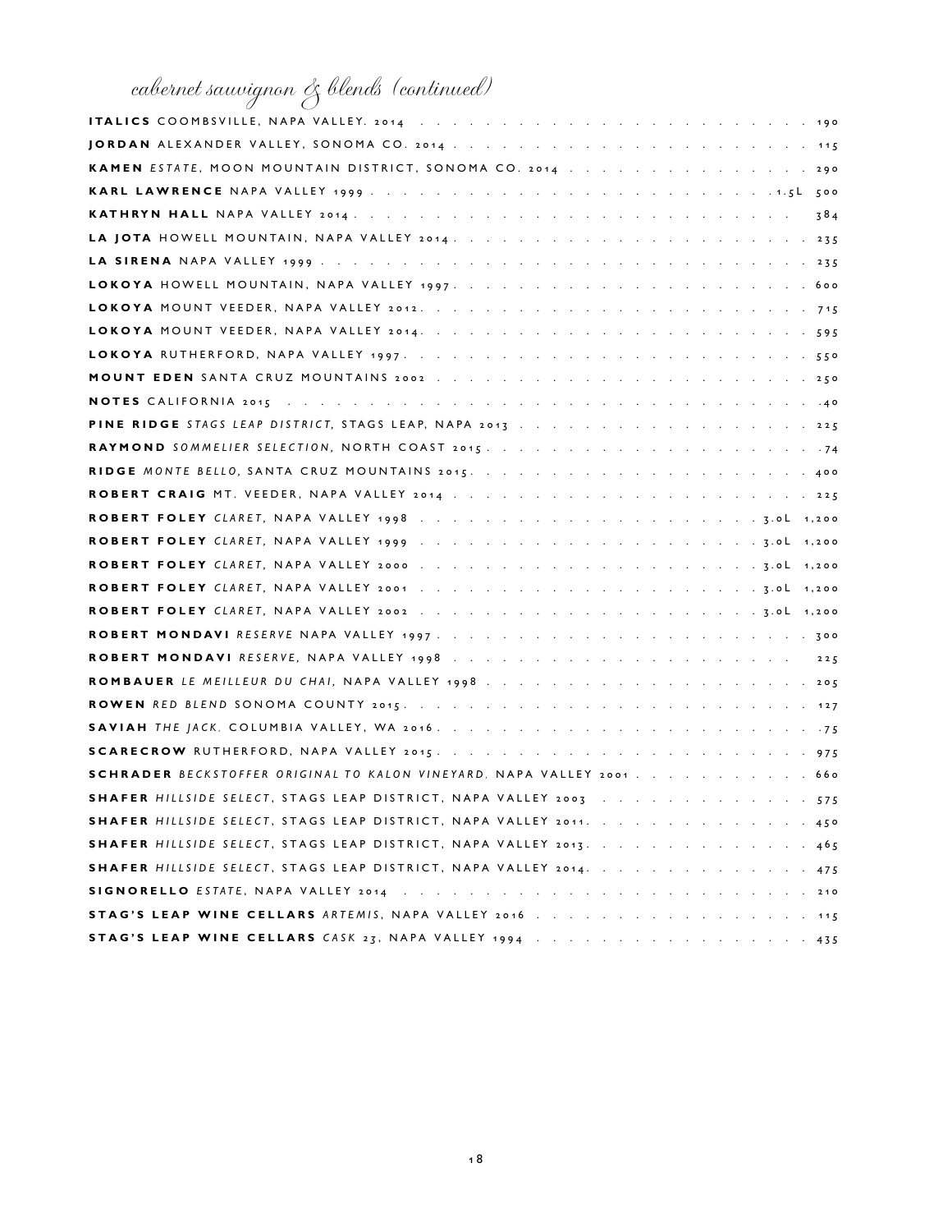## cabernet sauvignon & blends (continued)

**ITALICS** COOMBSVILLE, NAPA VALLEY. 2014 . . . . . . . . . 190

**JORDAN** ALEXANDER VALLEY, SONOMA CO. 2014 . . . . . . . . . 115

**KAMEN** *ESTATE*, MOON MOUNTAIN DISTRICT, SONOMA CO. 2014 . . . . . . . . . 290

**KARL LAWRENCE** NAPA VALLEY 1999 . . . . . . . . . 1.5L 500

**KATHRYN HALL** NAPA VALLEY 2014 . . . . . . . . . 384

**LA JOTA** HOWELL MOUNTAIN, NAPA VALLEY 2014 . . . . . . . . . 235

**LA SIRENA** NAPA VALLEY 1999 . . . . . . . . . 235

**LOKOYA** HOWELL MOUNTAIN, NAPA VALLEY 1997 . . . . . . . . . 600

**LOKOYA** MOUNT VEEDER, NAPA VALLEY 2012 . . . . . . . . . 715

**LOKOYA** MOUNT VEEDER, NAPA VALLEY 2014 . . . . . . . . . 595

**LOKOYA** RUTHERFORD, NAPA VALLEY 1997 . . . . . . . . . 550

**MOUNT EDEN** SANTA CRUZ MOUNTAINS 2002 . . . . . . . . . 250

**NOTES** CALIFORNIA 2015 . . . . . . . . . 40

**PINE RIDGE** *STAGS LEAP DISTRICT*, STAGS LEAP, NAPA 2013 . . . . . . . . . 225

**RAYMOND** *SOMMELIER SELECTION*, NORTH COAST 2015 . . . . . . . . . 74

**RIDGE** *MONTE BELLO*, SANTA CRUZ MOUNTAINS 2015 . . . . . . . . . 400

**ROBERT CRAIG** MT. VEEDER, NAPA VALLEY 2014 . . . . . . . . . 225

**ROBERT FOLEY** *CLARET*, NAPA VALLEY 1998 . . . . . . . . . 3.0L 1,200

**ROBERT FOLEY** *CLARET*, NAPA VALLEY 1999 . . . . . . . . . 3.0L 1,200

**ROBERT FOLEY** *CLARET*, NAPA VALLEY 2000 . . . . . . . . . 3.0L 1,200

**ROBERT FOLEY** *CLARET*, NAPA VALLEY 2001 . . . . . . . . . 3.0L 1,200

**ROBERT FOLEY** *CLARET*, NAPA VALLEY 2002 . . . . . . . . . 3.0L 1,200

**ROBERT MONDAVI** *RESERVE* NAPA VALLEY 1997 . . . . . . . . . 300

**ROBERT MONDAVI** *RESERVE*, NAPA VALLEY 1998 . . . . . . . . . 225

**ROMBAUER** *LE MEILLEUR DU CHAI*, NAPA VALLEY 1998 . . . . . . . . . 205

**ROWEN** *RED BLEND* SONOMA COUNTY 2015 . . . . . . . . . 127

**SAVIAH** *THE JACK*, COLUMBIA VALLEY, WA 2016 . . . . . . . . . 75

**SCARECROW** RUTHERFORD, NAPA VALLEY 2015 . . . . . . . . . 975

**SCHRADER** *BECKSTOFFER ORIGINAL TO KALON VINEYARD*, NAPA VALLEY 2001 . . . . . . . . . 660

**SHAFER** *HILLSIDE SELECT*, STAGS LEAP DISTRICT, NAPA VALLEY 2003 . . . . . . . . . 575

**SHAFER** *HILLSIDE SELECT*, STAGS LEAP DISTRICT, NAPA VALLEY 2011 . . . . . . . . . 450

**SHAFER** *HILLSIDE SELECT*, STAGS LEAP DISTRICT, NAPA VALLEY 2013 . . . . . . . . . 465

**SHAFER** *HILLSIDE SELECT*, STAGS LEAP DISTRICT, NAPA VALLEY 2014 . . . . . . . . . 475

**SIGNORELLO** *ESTATE*, NAPA VALLEY 2014 . . . . . . . . . 210

**STAG'S LEAP WINE CELLARS** *ARTEMIS*, NAPA VALLEY 2016 . . . . . . . . . 115

**STAG'S LEAP WINE CELLARS** *CASK 23*, NAPA VALLEY 1994 . . . . . . . . . 435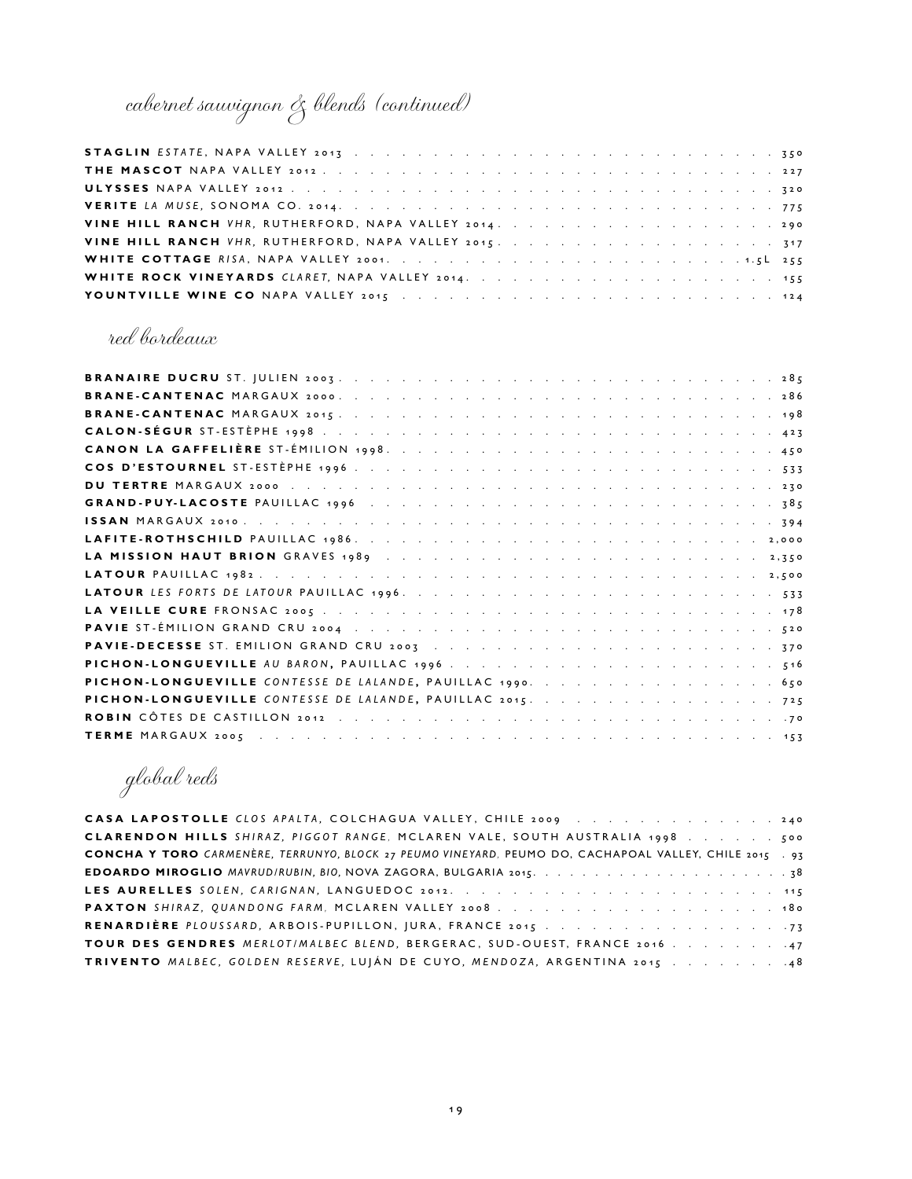## cabernet sauvignon & blends (continued)

| | |
|---|---|
| **STAGLIN** *ESTATE*, NAPA VALLEY 2013 | 350 |
| **THE MASCOT** NAPA VALLEY 2012 | 227 |
| **ULYSSES** NAPA VALLEY 2012 | 320 |
| **VERITE** *LA MUSE*, SONOMA CO. 2014 | 775 |
| **VINE HILL RANCH** *VHR*, RUTHERFORD, NAPA VALLEY 2014 | 290 |
| **VINE HILL RANCH** *VHR*, RUTHERFORD, NAPA VALLEY 2015 | 317 |
| **WHITE COTTAGE** *RISA*, NAPA VALLEY 2001 1.5L | 255 |
| **WHITE ROCK VINEYARDS** *CLARET*, NAPA VALLEY 2014 | 155 |
| **YOUNTVILLE WINE CO** NAPA VALLEY 2015 | 124 |

## red bordeaux

| | |
|---|---|
| **BRANAIRE DUCRU** ST. JULIEN 2003 | 285 |
| **BRANE-CANTENAC** MARGAUX 2000 | 286 |
| **BRANE-CANTENAC** MARGAUX 2015 | 198 |
| **CALON-SÉGUR** ST-ESTÈPHE 1998 | 423 |
| **CANON LA GAFFELIÈRE** ST-ÉMILION 1998 | 450 |
| **COS D'ESTOURNEL** ST-ESTÈPHE 1996 | 533 |
| **DU TERTRE** MARGAUX 2000 | 230 |
| **GRAND-PUY-LACOSTE** PAUILLAC 1996 | 385 |
| **ISSAN** MARGAUX 2010 | 394 |
| **LAFITE-ROTHSCHILD** PAUILLAC 1986 | 2,000 |
| **LA MISSION HAUT BRION** GRAVES 1989 | 2,350 |
| **LATOUR** PAUILLAC 1982 | 2,500 |
| **LATOUR** *LES FORTS DE LATOUR* PAUILLAC 1996 | 533 |
| **LA VEILLE CURE** FRONSAC 2005 | 178 |
| **PAVIE** ST-ÉMILION GRAND CRU 2004 | 520 |
| **PAVIE-DECESSE** ST. EMILION GRAND CRU 2003 | 370 |
| **PICHON-LONGUEVILLE** *AU BARON*, PAUILLAC 1996 | 516 |
| **PICHON-LONGUEVILLE** *CONTESSE DE LALANDE*, PAUILLAC 1990 | 650 |
| **PICHON-LONGUEVILLE** *CONTESSE DE LALANDE*, PAUILLAC 2015 | 725 |
| **ROBIN** CÔTES DE CASTILLON 2012 | 70 |
| **TERME** MARGAUX 2005 | 153 |

## global reds

| | |
|---|---|
| **CASA LAPOSTOLLE** *CLOS APALTA*, COLCHAGUA VALLEY, CHILE 2009 | 240 |
| **CLARENDON HILLS** *SHIRAZ, PIGGOT RANGE*, MCLAREN VALE, SOUTH AUSTRALIA 1998 | 500 |
| **CONCHA Y TORO** *CARMENÈRE, TERRUNYO, BLOCK 27 PEUMO VINEYARD*, PEUMO DO, CACHAPOAL VALLEY, CHILE 2015 | 93 |
| **EDOARDO MIROGLIO** *MAVRUD/RUBIN, BIO*, NOVA ZAGORA, BULGARIA 2015 | 38 |
| **LES AURELLES** *SOLEN, CARIGNAN*, LANGUEDOC 2012 | 115 |
| **PAXTON** *SHIRAZ, QUANDONG FARM*, MCLAREN VALLEY 2008 | 180 |
| **RENARDIÈRE** *PLOUSSARD*, ARBOIS-PUPILLON, JURA, FRANCE 2015 | 73 |
| **TOUR DES GENDRES** *MERLOT/MALBEC BLEND*, BERGERAC, SUD-OUEST, FRANCE 2016 | 47 |
| **TRIVENTO** *MALBEC, GOLDEN RESERVE*, LUJÁN DE CUYO, *MENDOZA*, ARGENTINA 2015 | 48 |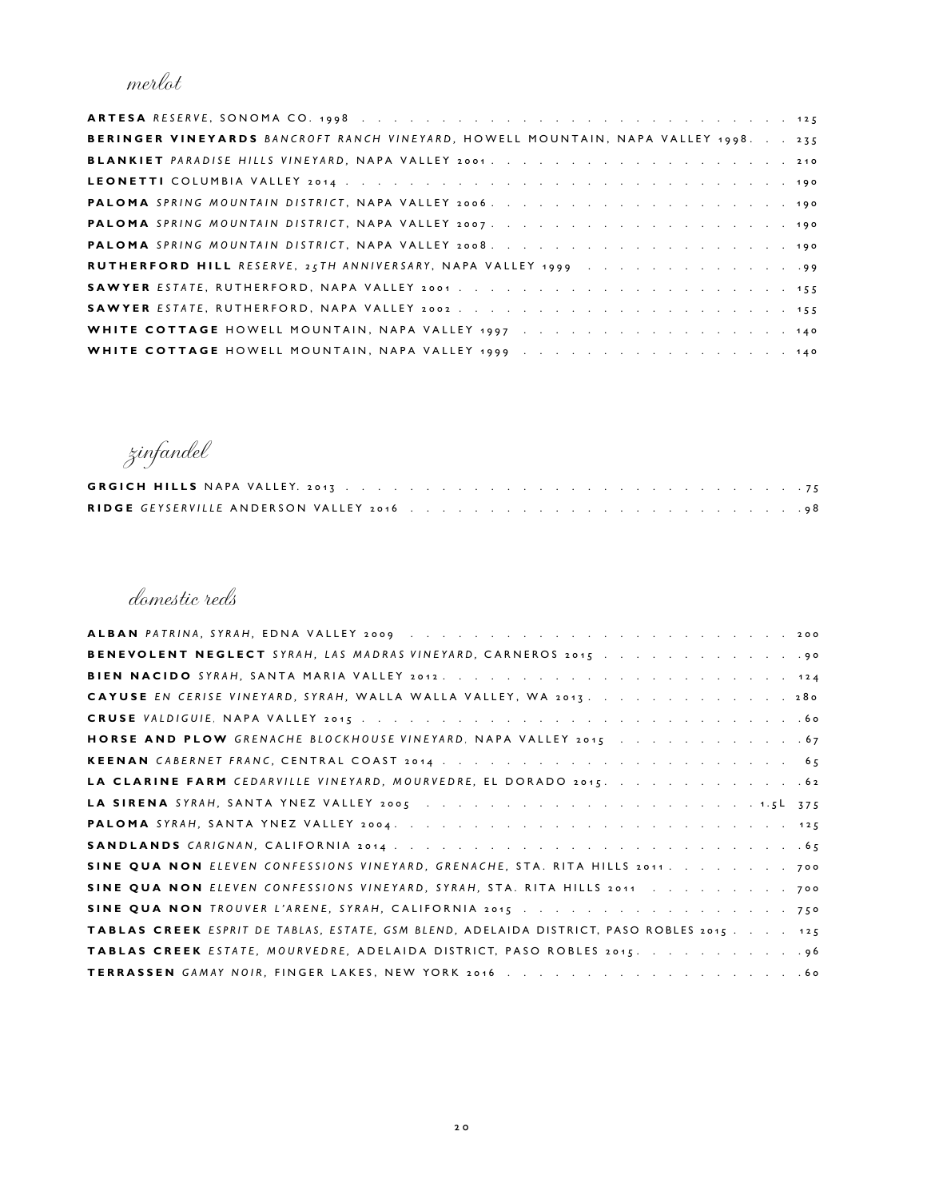## *merlot*

**ARTESA** *RESERVE*, SONOMA CO. 1998 . . . 125
**BERINGER VINEYARDS** *BANCROFT RANCH VINEYARD*, HOWELL MOUNTAIN, NAPA VALLEY 1998 . . . 235
**BLANKIET** *PARADISE HILLS VINEYARD*, NAPA VALLEY 2001 . . . 210
**LEONETTI** COLUMBIA VALLEY 2014 . . . 190
**PALOMA** *SPRING MOUNTAIN DISTRICT*, NAPA VALLEY 2006 . . . 190
**PALOMA** *SPRING MOUNTAIN DISTRICT*, NAPA VALLEY 2007 . . . 190
**PALOMA** *SPRING MOUNTAIN DISTRICT*, NAPA VALLEY 2008 . . . 190
**RUTHERFORD HILL** *RESERVE, 25TH ANNIVERSARY*, NAPA VALLEY 1999 . . . 99
**SAWYER** *ESTATE*, RUTHERFORD, NAPA VALLEY 2001 . . . 155
**SAWYER** *ESTATE*, RUTHERFORD, NAPA VALLEY 2002 . . . 155
**WHITE COTTAGE** HOWELL MOUNTAIN, NAPA VALLEY 1997 . . . 140
**WHITE COTTAGE** HOWELL MOUNTAIN, NAPA VALLEY 1999 . . . 140

## *zinfandel*

**GRGICH HILLS** NAPA VALLEY. 2013 . . . 75
**RIDGE** *GEYSERVILLE* ANDERSON VALLEY 2016 . . . 98

## *domestic reds*

**ALBAN** *PATRINA, SYRAH*, EDNA VALLEY 2009 . . . 200
**BENEVOLENT NEGLECT** *SYRAH, LAS MADRAS VINEYARD*, CARNEROS 2015 . . . 90
**BIEN NACIDO** *SYRAH*, SANTA MARIA VALLEY 2012 . . . 124
**CAYUSE** *EN CERISE VINEYARD, SYRAH*, WALLA WALLA VALLEY, WA 2013 . . . 280
**CRUSE** *VALDIGUIE*, NAPA VALLEY 2015 . . . 60
**HORSE AND PLOW** *GRENACHE BLOCKHOUSE VINEYARD*, NAPA VALLEY 2015 . . . 67
**KEENAN** *CABERNET FRANC*, CENTRAL COAST 2014 . . . 65
**LA CLARINE FARM** *CEDARVILLE VINEYARD, MOURVEDRE*, EL DORADO 2015 . . . 62
**LA SIRENA** *SYRAH*, SANTA YNEZ VALLEY 2005 . . . 1.5L 375
**PALOMA** *SYRAH*, SANTA YNEZ VALLEY 2004 . . . 125
**SANDLANDS** *CARIGNAN*, CALIFORNIA 2014 . . . 65
**SINE QUA NON** *ELEVEN CONFESSIONS VINEYARD, GRENACHE*, STA. RITA HILLS 2011 . . . 700
**SINE QUA NON** *ELEVEN CONFESSIONS VINEYARD, SYRAH*, STA. RITA HILLS 2011 . . . 700
**SINE QUA NON** *TROUVER L'ARENE, SYRAH*, CALIFORNIA 2015 . . . 750
**TABLAS CREEK** *ESPRIT DE TABLAS, ESTATE, GSM BLEND*, ADELAIDA DISTRICT, PASO ROBLES 2015 . . . 125
**TABLAS CREEK** *ESTATE, MOURVEDRE*, ADELAIDA DISTRICT, PASO ROBLES 2015 . . . 96
**TERRASSEN** *GAMAY NOIR*, FINGER LAKES, NEW YORK 2016 . . . 60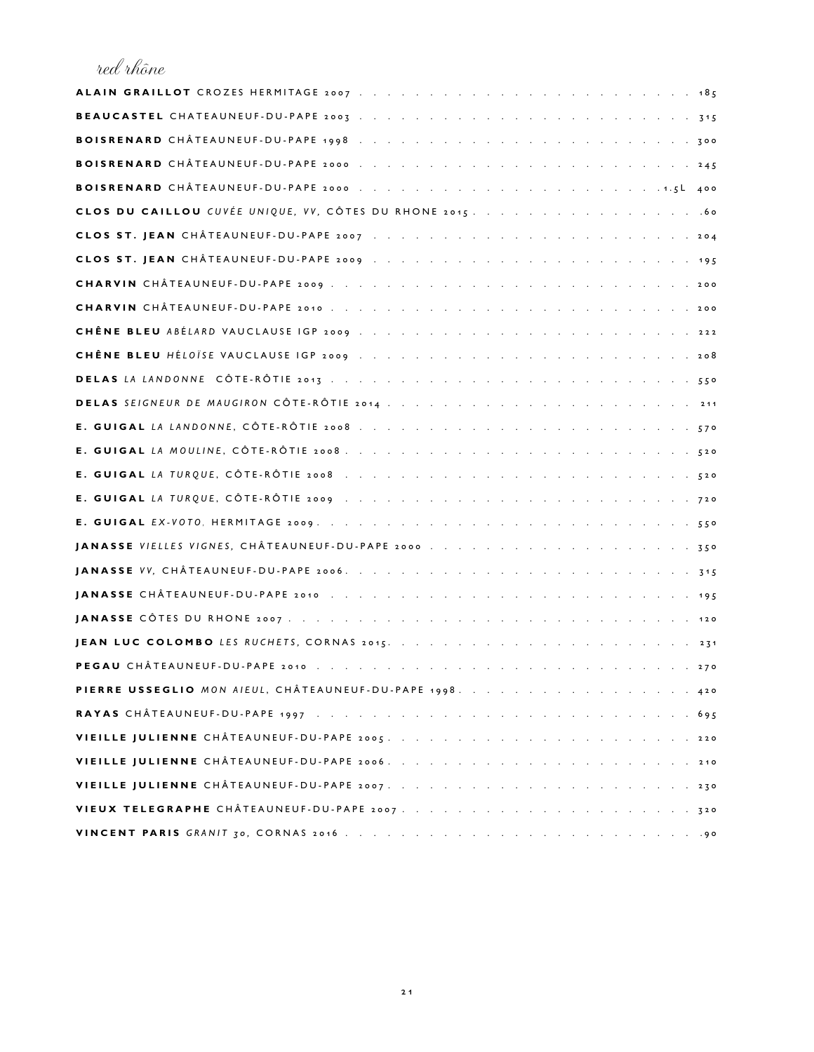## *red rhône*

**ALAIN GRAILLOT** CROZES HERMITAGE 2007 . . . . . . . . . . 185

**BEAUCASTEL** CHATEAUNEUF-DU-PAPE 2003 . . . . . . . . . . 315

**BOISRENARD** CHÂTEAUNEUF-DU-PAPE 1998 . . . . . . . . . . 300

**BOISRENARD** CHÂTEAUNEUF-DU-PAPE 2000 . . . . . . . . . . 245

**BOISRENARD** CHÂTEAUNEUF-DU-PAPE 2000 . . . . . . . . . . 1.5L 400

**CLOS DU CAILLOU** *CUVÉE UNIQUE, VV*, CÔTES DU RHONE 2015 . . . . . . . . . . 60

**CLOS ST. JEAN** CHÂTEAUNEUF-DU-PAPE 2007 . . . . . . . . . . 204

**CLOS ST. JEAN** CHÂTEAUNEUF-DU-PAPE 2009 . . . . . . . . . . 195

**CHARVIN** CHÂTEAUNEUF-DU-PAPE 2009 . . . . . . . . . . 200

**CHARVIN** CHÂTEAUNEUF-DU-PAPE 2010 . . . . . . . . . . 200

**CHÊNE BLEU** *ABÉLARD* VAUCLAUSE IGP 2009 . . . . . . . . . . 222

**CHÊNE BLEU** *HÉLOÏSE* VAUCLAUSE IGP 2009 . . . . . . . . . . 208

**DELAS** *LA LANDONNE* CÔTE-RÔTIE 2013 . . . . . . . . . . 550

**DELAS** *SEIGNEUR DE MAUGIRON* CÔTE-RÔTIE 2014 . . . . . . . . . . 211

**E. GUIGAL** *LA LANDONNE*, CÔTE-RÔTIE 2008 . . . . . . . . . . 570

**E. GUIGAL** *LA MOULINE*, CÔTE-RÔTIE 2008 . . . . . . . . . . 520

**E. GUIGAL** *LA TURQUE*, CÔTE-RÔTIE 2008 . . . . . . . . . . 520

**E. GUIGAL** *LA TURQUE*, CÔTE-RÔTIE 2009 . . . . . . . . . . 720

**E. GUIGAL** *EX-VOTO*, HERMITAGE 2009 . . . . . . . . . . 550

**JANASSE** *VIELLES VIGNES*, CHÂTEAUNEUF-DU-PAPE 2000 . . . . . . . . . . 350

**JANASSE** *VV*, CHÂTEAUNEUF-DU-PAPE 2006 . . . . . . . . . . 315

**JANASSE** CHÂTEAUNEUF-DU-PAPE 2010 . . . . . . . . . . 195

**JANASSE** CÔTES DU RHONE 2007 . . . . . . . . . . 120

**JEAN LUC COLOMBO** *LES RUCHETS*, CORNAS 2015 . . . . . . . . . . 231

**PEGAU** CHÂTEAUNEUF-DU-PAPE 2010 . . . . . . . . . . 270

**PIERRE USSEGLIO** *MON AIEUL*, CHÂTEAUNEUF-DU-PAPE 1998 . . . . . . . . . . 420

**RAYAS** CHÂTEAUNEUF-DU-PAPE 1997 . . . . . . . . . . 695

**VIEILLE JULIENNE** CHÂTEAUNEUF-DU-PAPE 2005 . . . . . . . . . . 220

**VIEILLE JULIENNE** CHÂTEAUNEUF-DU-PAPE 2006 . . . . . . . . . . 210

**VIEILLE JULIENNE** CHÂTEAUNEUF-DU-PAPE 2007 . . . . . . . . . . 230

**VIEUX TELEGRAPHE** CHÂTEAUNEUF-DU-PAPE 2007 . . . . . . . . . . 320

**VINCENT PARIS** *GRANIT 30*, CORNAS 2016 . . . . . . . . . . 90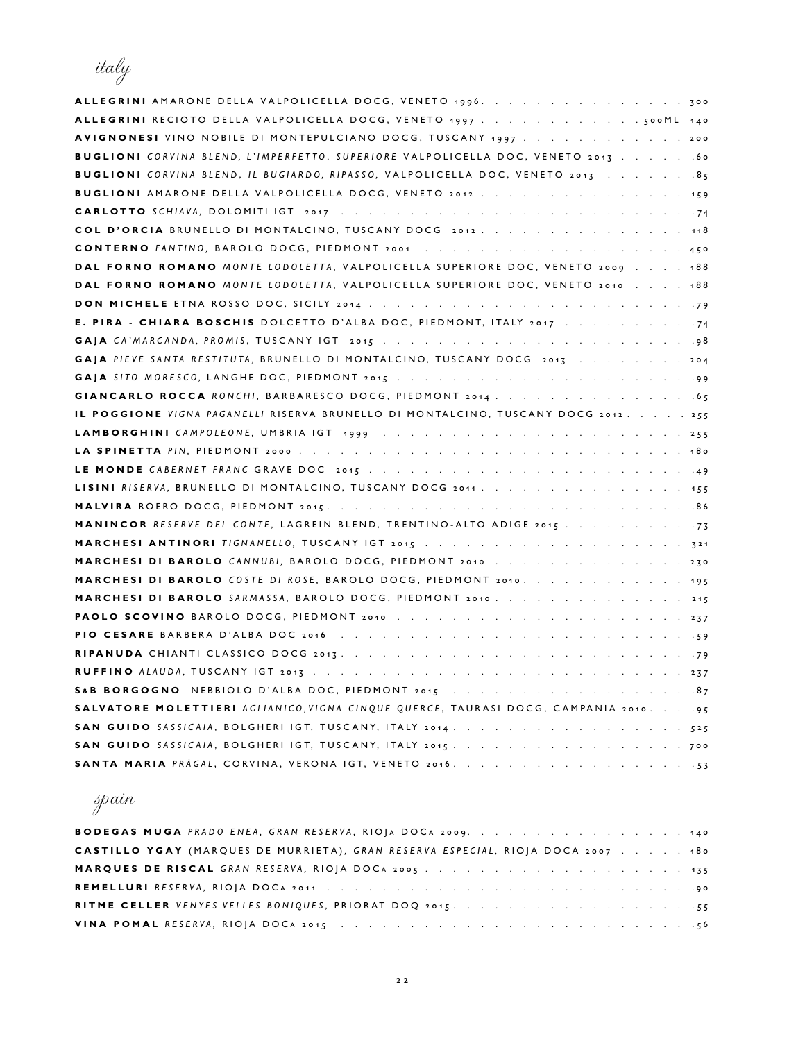## italy

**ALLEGRINI** AMARONE DELLA VALPOLICELLA DOCG, VENETO 1996 . . . . . . . . . . . . . . . 300
**ALLEGRINI** RECIOTO DELLA VALPOLICELLA DOCG, VENETO 1997 . . . . . . . . . . . . 500ML 140
**AVIGNONESI** VINO NOBILE DI MONTEPULCIANO DOCG, TUSCANY 1997 . . . . . . . . . . . . 200
**BUGLIONI** *CORVINA BLEND, L'IMPERFETTO, SUPERIORE* VALPOLICELLA DOC, VENETO 2013 . . . . . .60
**BUGLIONI** *CORVINA BLEND, IL BUGIARDO, RIPASSO,* VALPOLICELLA DOC, VENETO 2013 . . . . . . .85
**BUGLIONI** AMARONE DELLA VALPOLICELLA DOCG, VENETO 2012 . . . . . . . . . . . . . . 159
**CARLOTTO** *SCHIAVA,* DOLOMITI IGT 2017 . . . . . . . . . . . . . . . . . . . . . . . . .74
**COL D'ORCIA** BRUNELLO DI MONTALCINO, TUSCANY DOCG 2012 . . . . . . . . . . . . . . 118
**CONTERNO** *FANTINO,* BAROLO DOCG, PIEDMONT 2001 . . . . . . . . . . . . . . . . . . 450
**DAL FORNO ROMANO** *MONTE LODOLETTA,* VALPOLICELLA SUPERIORE DOC, VENETO 2009 . . . . 188
**DAL FORNO ROMANO** *MONTE LODOLETTA,* VALPOLICELLA SUPERIORE DOC, VENETO 2010 . . . . 188
**DON MICHELE** ETNA ROSSO DOC, SICILY 2014 . . . . . . . . . . . . . . . . . . . . . . .79
**E. PIRA - CHIARA BOSCHIS** DOLCETTO D'ALBA DOC, PIEDMONT, ITALY 2017 . . . . . . . . . .74
**GAJA** *CA'MARCANDA, PROMIS,* TUSCANY IGT 2015 . . . . . . . . . . . . . . . . . . . . .98
**GAJA** *PIEVE SANTA RESTITUTA,* BRUNELLO DI MONTALCINO, TUSCANY DOCG 2013 . . . . . . . . 204
**GAJA** *SITO MORESCO,* LANGHE DOC, PIEDMONT 2015 . . . . . . . . . . . . . . . . . . . .99
**GIANCARLO ROCCA** *RONCHI,* BARBARESCO DOCG, PIEDMONT 2014 . . . . . . . . . . . . . . .65
**IL POGGIONE** *VIGNA PAGANELLI* RISERVA BRUNELLO DI MONTALCINO, TUSCANY DOCG 2012 . . . . . 255
**LAMBORGHINI** *CAMPOLEONE,* UMBRIA IGT 1999 . . . . . . . . . . . . . . . . . . . . . 255
**LA SPINETTA** *PIN,* PIEDMONT 2000 . . . . . . . . . . . . . . . . . . . . . . . . . . 180
**LE MONDE** *CABERNET FRANC* GRAVE DOC 2015 . . . . . . . . . . . . . . . . . . . . . . .49
**LISINI** *RISERVA,* BRUNELLO DI MONTALCINO, TUSCANY DOCG 2011 . . . . . . . . . . . . . . 155
**MALVIRA** ROERO DOCG, PIEDMONT 2015 . . . . . . . . . . . . . . . . . . . . . . . . .86
**MANINCOR** *RESERVE DEL CONTE,* LAGREIN BLEND, TRENTINO-ALTO ADIGE 2015 . . . . . . . . . .73
**MARCHESI ANTINORI** *TIGNANELLO,* TUSCANY IGT 2015 . . . . . . . . . . . . . . . . . . 321
**MARCHESI DI BAROLO** *CANNUBI,* BAROLO DOCG, PIEDMONT 2010 . . . . . . . . . . . . . . 230
**MARCHESI DI BAROLO** *COSTE DI ROSE,* BAROLO DOCG, PIEDMONT 2010 . . . . . . . . . . . . 195
**MARCHESI DI BAROLO** *SARMASSA,* BAROLO DOCG, PIEDMONT 2010 . . . . . . . . . . . . . . 215
**PAOLO SCOVINO** BAROLO DOCG, PIEDMONT 2010 . . . . . . . . . . . . . . . . . . . . . 237
**PIO CESARE** BARBERA D'ALBA DOC 2016 . . . . . . . . . . . . . . . . . . . . . . . . .59
**RIPANUDA** CHIANTI CLASSICO DOCG 2013 . . . . . . . . . . . . . . . . . . . . . . . . .79
**RUFFINO** *ALAUDA,* TUSCANY IGT 2013 . . . . . . . . . . . . . . . . . . . . . . . . 237
**S&B BORGOGNO** NEBBIOLO D'ALBA DOC, PIEDMONT 2015 . . . . . . . . . . . . . . . . . .87
**SALVATORE MOLETTIERI** *AGLIANICO,VIGNA CINQUE QUERCE,* TAURASI DOCG, CAMPANIA 2010 . . . .95
**SAN GUIDO** *SASSICAIA,* BOLGHERI IGT, TUSCANY, ITALY 2014 . . . . . . . . . . . . . . . . 525
**SAN GUIDO** *SASSICAIA,* BOLGHERI IGT, TUSCANY, ITALY 2015 . . . . . . . . . . . . . . . . 700
**SANTA MARIA** *PRÀGAL,* CORVINA, VERONA IGT, VENETO 2016 . . . . . . . . . . . . . . . . .53

## spain

**BODEGAS MUGA** *PRADO ENEA, GRAN RESERVA,* RIOJA DOCA 2009 . . . . . . . . . . . . . . . 140
**CASTILLO YGAY** (MARQUES DE MURRIETA), *GRAN RESERVA ESPECIAL,* RIOJA DOCA 2007 . . . . . 180
**MARQUES DE RISCAL** *GRAN RESERVA,* RIOJA DOCA 2005 . . . . . . . . . . . . . . . . . . 135
**REMELLURI** *RESERVA,* RIOJA DOCA 2011 . . . . . . . . . . . . . . . . . . . . . . . . .90
**RITME CELLER** *VENYES VELLES BONIQUES,* PRIORAT DOQ 2015 . . . . . . . . . . . . . . . . .55
**VINA POMAL** *RESERVA,* RIOJA DOCA 2015 . . . . . . . . . . . . . . . . . . . . . . . .56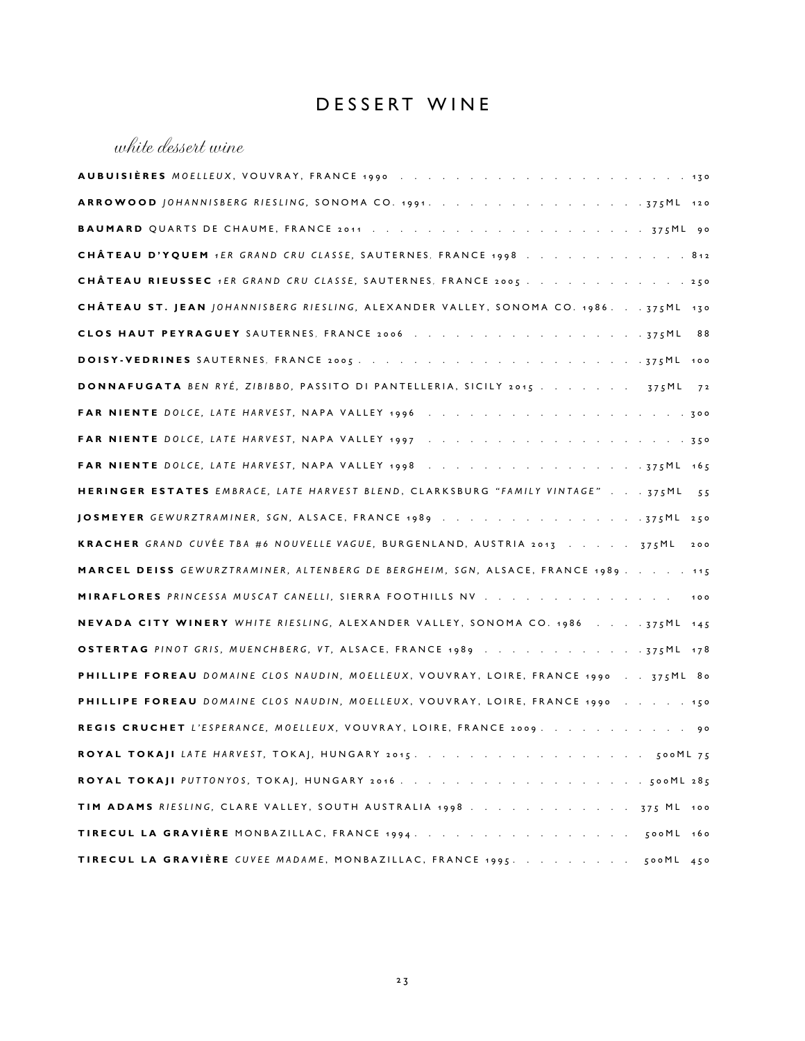# DESSERT WINE

## *white dessert wine*

**AUBUISIÈRES** *MOELLEUX*, VOUVRAY, FRANCE 1990 . . . . . . . . . . . . . . . . . . . . . 130

**ARROWOOD** *JOHANNISBERG RIESLING*, SONOMA CO. 1991. . . . . . . . . . . . . . . . 375ML 120

**BAUMARD** QUARTS DE CHAUME, FRANCE 2011 . . . . . . . . . . . . . . . . . . . . . 375ML 90

**CHÂTEAU D'YQUEM** *1ER GRAND CRU CLASSE*, SAUTERNES, FRANCE 1998 . . . . . . . . . . . . 812

**CHÂTEAU RIEUSSEC** *1ER GRAND CRU CLASSE*, SAUTERNES, FRANCE 2005 . . . . . . . . . . . . 250

**CHÂTEAU ST. JEAN** *JOHANNISBERG RIESLING*, ALEXANDER VALLEY, SONOMA CO. 1986 . . . 375ML 130

**CLOS HAUT PEYRAGUEY** SAUTERNES, FRANCE 2006 . . . . . . . . . . . . . . . . . 375ML 88

**DOISY-VEDRINES** SAUTERNES, FRANCE 2005 . . . . . . . . . . . . . . . . . . . . . 375ML 100

**DONNAFUGATA** *BEN RYÉ, ZIBIBBO*, PASSITO DI PANTELLERIA, SICILY 2015 . . . . . . . 375ML 72

**FAR NIENTE** *DOLCE, LATE HARVEST*, NAPA VALLEY 1996 . . . . . . . . . . . . . . . . . . . 300

**FAR NIENTE** *DOLCE, LATE HARVEST*, NAPA VALLEY 1997 . . . . . . . . . . . . . . . . . . . 350

**FAR NIENTE** *DOLCE, LATE HARVEST*, NAPA VALLEY 1998 . . . . . . . . . . . . . . . . 375ML 165

**HERINGER ESTATES** *EMBRACE, LATE HARVEST BLEND*, CLARKSBURG *"FAMILY VINTAGE"* . . . 375ML 55

**JOSMEYER** *GEWURZTRAMINER, SGN*, ALSACE, FRANCE 1989 . . . . . . . . . . . . . . . 375ML 250

**KRACHER** *GRAND CUVÉE TBA #6 NOUVELLE VAGUE*, BURGENLAND, AUSTRIA 2013 . . . . . 375ML 200

**MARCEL DEISS** *GEWURZTRAMINER, ALTENBERG DE BERGHEIM, SGN*, ALSACE, FRANCE 1989 . . . . . 115

**MIRAFLORES** *PRINCESSA MUSCAT CANELLI*, SIERRA FOOTHILLS NV . . . . . . . . . . . . . . 100

**NEVADA CITY WINERY** *WHITE RIESLING*, ALEXANDER VALLEY, SONOMA CO. 1986 . . . . 375ML 145

**OSTERTAG** *PINOT GRIS, MUENCHBERG, VT*, ALSACE, FRANCE 1989 . . . . . . . . . . . . 375ML 178

**PHILLIPE FOREAU** *DOMAINE CLOS NAUDIN, MOELLEUX*, VOUVRAY, LOIRE, FRANCE 1990 . . 375ML 80

**PHILLIPE FOREAU** *DOMAINE CLOS NAUDIN, MOELLEUX*, VOUVRAY, LOIRE, FRANCE 1990 . . . . . 150

**REGIS CRUCHET** *L'ESPERANCE, MOELLEUX*, VOUVRAY, LOIRE, FRANCE 2009 . . . . . . . . . . . 90

**ROYAL TOKAJI** *LATE HARVEST*, TOKAJ, HUNGARY 2015 . . . . . . . . . . . . . . . . . 500ML 75

**ROYAL TOKAJI** *PUTTONYOS*, TOKAJ, HUNGARY 2016 . . . . . . . . . . . . . . . . . . 500ML 285

**TIM ADAMS** *RIESLING*, CLARE VALLEY, SOUTH AUSTRALIA 1998 . . . . . . . . . . . . 375 ML 100

**TIRECUL LA GRAVIÈRE** MONBAZILLAC, FRANCE 1994 . . . . . . . . . . . . . . . . 500ML 160

**TIRECUL LA GRAVIÈRE** *CUVEE MADAME*, MONBAZILLAC, FRANCE 1995 . . . . . . . . . 500ML 450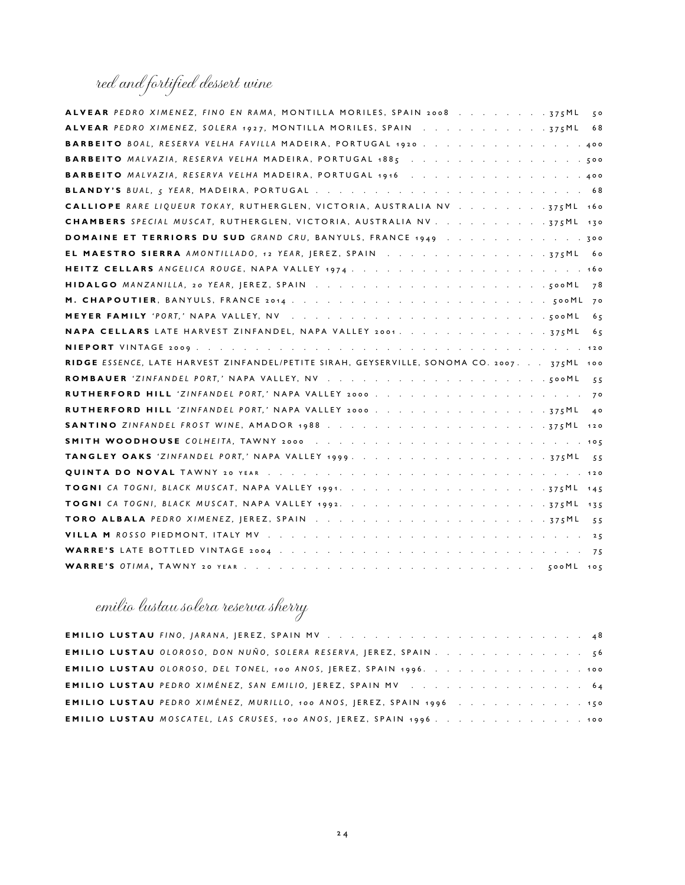## red and fortified dessert wine

**ALVEAR** *PEDRO XIMENEZ, FINO EN RAMA,* MONTILLA MORILES, SPAIN 2008 . . . . . . . . 375ML 50
**ALVEAR** *PEDRO XIMENEZ, SOLERA 1927,* MONTILLA MORILES, SPAIN . . . . . . . . . . . 375ML 68
**BARBEITO** *BOAL, RESERVA VELHA FAVILLA* MADEIRA, PORTUGAL 1920 . . . . . . . . . . . . . . 400
**BARBEITO** *MALVAZIA, RESERVA VELHA* MADEIRA, PORTUGAL 1885 . . . . . . . . . . . . . . . 500
**BARBEITO** *MALVAZIA, RESERVA VELHA* MADEIRA, PORTUGAL 1916 . . . . . . . . . . . . . . . 400
**BLANDY'S** *BUAL, 5 YEAR,* MADEIRA, PORTUGAL . . . . . . . . . . . . . . . . . . . . . . . 68
**CALLIOPE** *RARE LIQUEUR TOKAY,* RUTHERGLEN, VICTORIA, AUSTRALIA NV . . . . . . . . 375ML 160
**CHAMBERS** *SPECIAL MUSCAT,* RUTHERGLEN, VICTORIA, AUSTRALIA NV . . . . . . . . . . 375ML 130
**DOMAINE ET TERRIORS DU SUD** *GRAND CRU,* BANYULS, FRANCE 1949 . . . . . . . . . . . . 300
**EL MAESTRO SIERRA** *AMONTILLADO, 12 YEAR,* JEREZ, SPAIN . . . . . . . . . . . . . . 375ML 60
**HEITZ CELLARS** *ANGELICA ROUGE,* NAPA VALLEY 1974 . . . . . . . . . . . . . . . . . . . . . 160
**HIDALGO** *MANZANILLA, 20 YEAR,* JEREZ, SPAIN . . . . . . . . . . . . . . . . . . . . . 500ML 78
**M. CHAPOUTIER**, BANYULS, FRANCE 2014 . . . . . . . . . . . . . . . . . . . . . . . . 500ML 70
**MEYER FAMILY** *'PORT,'* NAPA VALLEY, NV . . . . . . . . . . . . . . . . . . . . . . . 500ML 65
**NAPA CELLARS** LATE HARVEST ZINFANDEL, NAPA VALLEY 2001 . . . . . . . . . . . . . . 375ML 65
**NIEPORT** VINTAGE 2009 . . . . . . . . . . . . . . . . . . . . . . . . . . . . . . . . . . 120
**RIDGE** *ESSENCE,* LATE HARVEST ZINFANDEL/PETITE SIRAH, GEYSERVILLE, SONOMA CO. 2007 . . . 375ML 100
**ROMBAUER** *'ZINFANDEL PORT,'* NAPA VALLEY, NV . . . . . . . . . . . . . . . . . . . . 500ML 55
**RUTHERFORD HILL** *'ZINFANDEL PORT,'* NAPA VALLEY 2000 . . . . . . . . . . . . . . . . . . 70
**RUTHERFORD HILL** *'ZINFANDEL PORT,'* NAPA VALLEY 2000 . . . . . . . . . . . . . . . 375ML 40
**SANTINO** *ZINFANDEL FROST WINE,* AMADOR 1988 . . . . . . . . . . . . . . . . . . . 375ML 120
**SMITH WOODHOUSE** *COLHEITA,* TAWNY 2000 . . . . . . . . . . . . . . . . . . . . . . . . 105
**TANGLEY OAKS** *'ZINFANDEL PORT,'* NAPA VALLEY 1999 . . . . . . . . . . . . . . . . . 375ML 55
**QUINTA DO NOVAL** TAWNY 20 YEAR . . . . . . . . . . . . . . . . . . . . . . . . . . . . 120
**TOGNI** *CA TOGNI, BLACK MUSCAT,* NAPA VALLEY 1991 . . . . . . . . . . . . . . . . . . 375ML 145
**TOGNI** *CA TOGNI, BLACK MUSCAT,* NAPA VALLEY 1992 . . . . . . . . . . . . . . . . . . 375ML 135
**TORO ALBALA** *PEDRO XIMENEZ,* JEREZ, SPAIN . . . . . . . . . . . . . . . . . . . . . 375ML 55
**VILLA M** *ROSSO* PIEDMONT, ITALY MV . . . . . . . . . . . . . . . . . . . . . . . . . . . 25
**WARRE'S** LATE BOTTLED VINTAGE 2004 . . . . . . . . . . . . . . . . . . . . . . . . . . . 75
**WARRE'S** *OTIMA*, TAWNY 20 YEAR . . . . . . . . . . . . . . . . . . . . . . . . . . . 500ML 105

## emilio lustau solera reserva sherry

**EMILIO LUSTAU** *FINO, JARANA,* JEREZ, SPAIN MV . . . . . . . . . . . . . . . . . . . . . . 48
**EMILIO LUSTAU** *OLOROSO, DON NUÑO, SOLERA RESERVA,* JEREZ, SPAIN . . . . . . . . . . . . . 56
**EMILIO LUSTAU** *OLOROSO, DEL TONEL, 100 ANOS,* JEREZ, SPAIN 1996 . . . . . . . . . . . . . 100
**EMILIO LUSTAU** *PEDRO XIMÉNEZ, SAN EMILIO,* JEREZ, SPAIN MV . . . . . . . . . . . . . . . 64
**EMILIO LUSTAU** *PEDRO XIMÉNEZ, MURILLO, 100 ANOS,* JEREZ, SPAIN 1996 . . . . . . . . . . . 150
**EMILIO LUSTAU** *MOSCATEL, LAS CRUSES, 100 ANOS,* JEREZ, SPAIN 1996 . . . . . . . . . . . . 100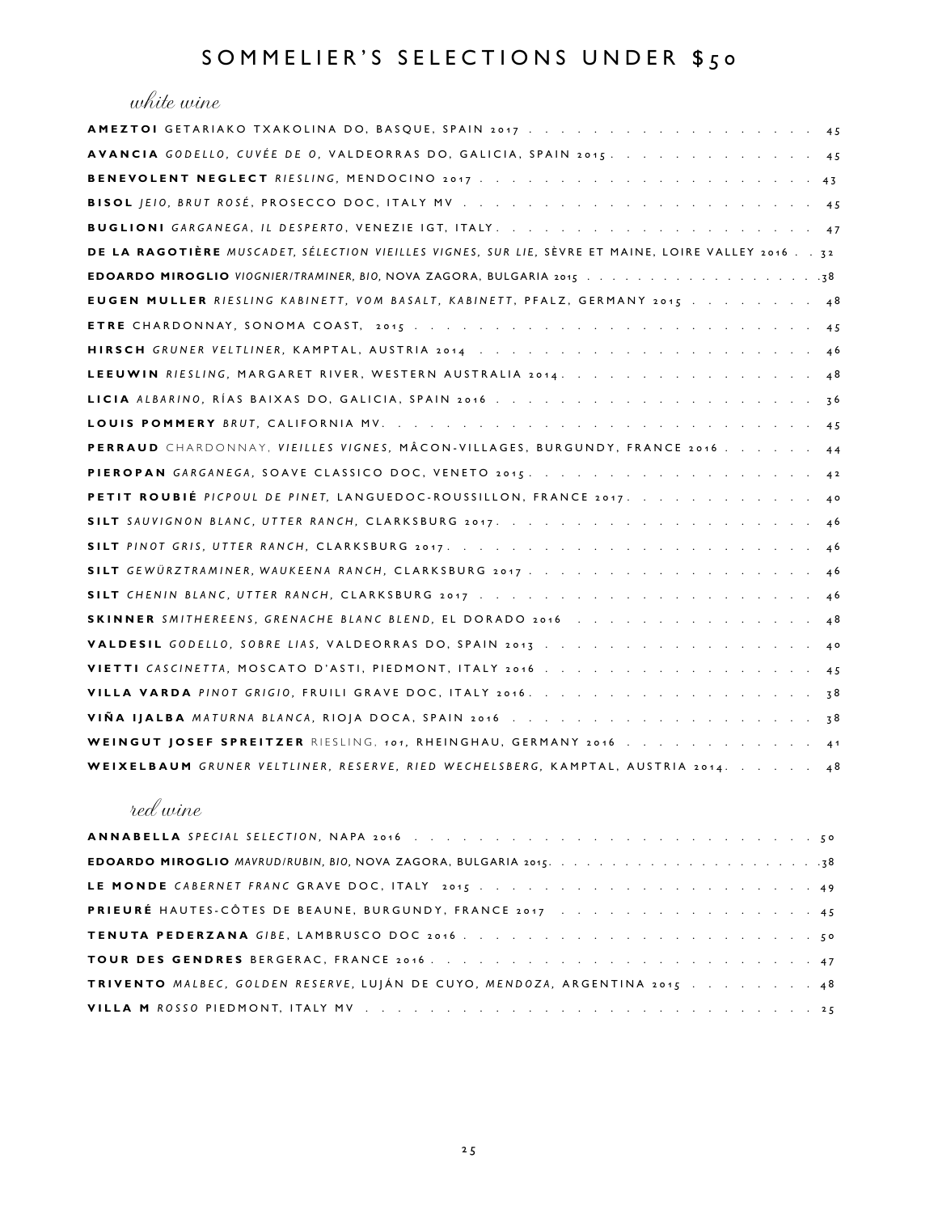# SOMMELIER'S SELECTIONS UNDER $50

## *white wine*

**AMEZTOI** GETARIAKO TXAKOLINA DO, BASQUE, SPAIN 2017 . . . . . . . . . . 45

**AVANCIA** *GODELLO, CUVÉE DE O*, VALDEORRAS DO, GALICIA, SPAIN 2015 . . . . . . . . . . 45

**BENEVOLENT NEGLECT** *RIESLING*, MENDOCINO 2017 . . . . . . . . . . 43

**BISOL** *JEIO, BRUT ROSÉ*, PROSECCO DOC, ITALY MV . . . . . . . . . . 45

**BUGLIONI** *GARGANEGA, IL DESPERTO*, VENEZIE IGT, ITALY . . . . . . . . . . 47

**DE LA RAGOTIÈRE** *MUSCADET, SÉLECTION VIEILLES VIGNES, SUR LIE*, SÈVRE ET MAINE, LOIRE VALLEY 2016 . . 32

**EDOARDO MIROGLIO** *VIOGNIER/TRAMINER, BIO*, NOVA ZAGORA, BULGARIA 2015 . . . . . . . . . . 38

**EUGEN MULLER** *RIESLING KABINETT, VOM BASALT, KABINETT*, PFALZ, GERMANY 2015 . . . . . . . . . . 48

**ETRE** CHARDONNAY, SONOMA COAST, 2015 . . . . . . . . . . 45

**HIRSCH** *GRUNER VELTLINER*, KAMPTAL, AUSTRIA 2014 . . . . . . . . . . 46

**LEEUWIN** *RIESLING*, MARGARET RIVER, WESTERN AUSTRALIA 2014 . . . . . . . . . . 48

**LICIA** *ALBARINO*, RÍAS BAIXAS DO, GALICIA, SPAIN 2016 . . . . . . . . . . 36

**LOUIS POMMERY** *BRUT*, CALIFORNIA MV . . . . . . . . . . 45

**PERRAUD** CHARDONNAY, *VIEILLES VIGNES*, MÂCON-VILLAGES, BURGUNDY, FRANCE 2016 . . . . . . . . . . 44

**PIEROPAN** *GARGANEGA*, SOAVE CLASSICO DOC, VENETO 2015 . . . . . . . . . . 42

**PETIT ROUBIÉ** *PICPOUL DE PINET*, LANGUEDOC-ROUSSILLON, FRANCE 2017 . . . . . . . . . . 40

**SILT** *SAUVIGNON BLANC, UTTER RANCH*, CLARKSBURG 2017 . . . . . . . . . . 46

**SILT** *PINOT GRIS, UTTER RANCH*, CLARKSBURG 2017 . . . . . . . . . . 46

**SILT** *GEWÜRZTRAMINER, WAUKEENA RANCH*, CLARKSBURG 2017 . . . . . . . . . . 46

**SILT** *CHENIN BLANC, UTTER RANCH*, CLARKSBURG 2017 . . . . . . . . . . 46

**SKINNER** *SMITHEREENS, GRENACHE BLANC BLEND*, EL DORADO 2016 . . . . . . . . . . 48

**VALDESIL** *GODELLO, SOBRE LIAS*, VALDEORRAS DO, SPAIN 2013 . . . . . . . . . . 40

**VIETTI** *CASCINETTA*, MOSCATO D'ASTI, PIEDMONT, ITALY 2016 . . . . . . . . . . 45

**VILLA VARDA** *PINOT GRIGIO*, FRUILI GRAVE DOC, ITALY 2016 . . . . . . . . . . 38

**VIÑA IJALBA** *MATURNA BLANCA*, RIOJA DOCA, SPAIN 2016 . . . . . . . . . . 38

**WEINGUT JOSEF SPREITZER** RIESLING, 101, RHEINGHAU, GERMANY 2016 . . . . . . . . . . 41

**WEIXELBAUM** *GRUNER VELTLINER, RESERVE, RIED WECHELSBERG*, KAMPTAL, AUSTRIA 2014 . . . . . . . . . . 48

## *red wine*

**ANNABELLA** *SPECIAL SELECTION*, NAPA 2016 . . . . . . . . . . 50

**EDOARDO MIROGLIO** *MAVRUD/RUBIN, BIO*, NOVA ZAGORA, BULGARIA 2015 . . . . . . . . . . 38

**LE MONDE** *CABERNET FRANC* GRAVE DOC, ITALY 2015 . . . . . . . . . . 49

**PRIEURÉ** HAUTES-CÔTES DE BEAUNE, BURGUNDY, FRANCE 2017 . . . . . . . . . . 45

**TENUTA PEDERZANA** *GIBE*, LAMBRUSCO DOC 2016 . . . . . . . . . . 50

**TOUR DES GENDRES** BERGERAC, FRANCE 2016 . . . . . . . . . . 47

**TRIVENTO** *MALBEC, GOLDEN RESERVE*, LUJÁN DE CUYO, *MENDOZA*, ARGENTINA 2015 . . . . . . . . . . 48

**VILLA M** *ROSSO* PIEDMONT, ITALY MV . . . . . . . . . . 25